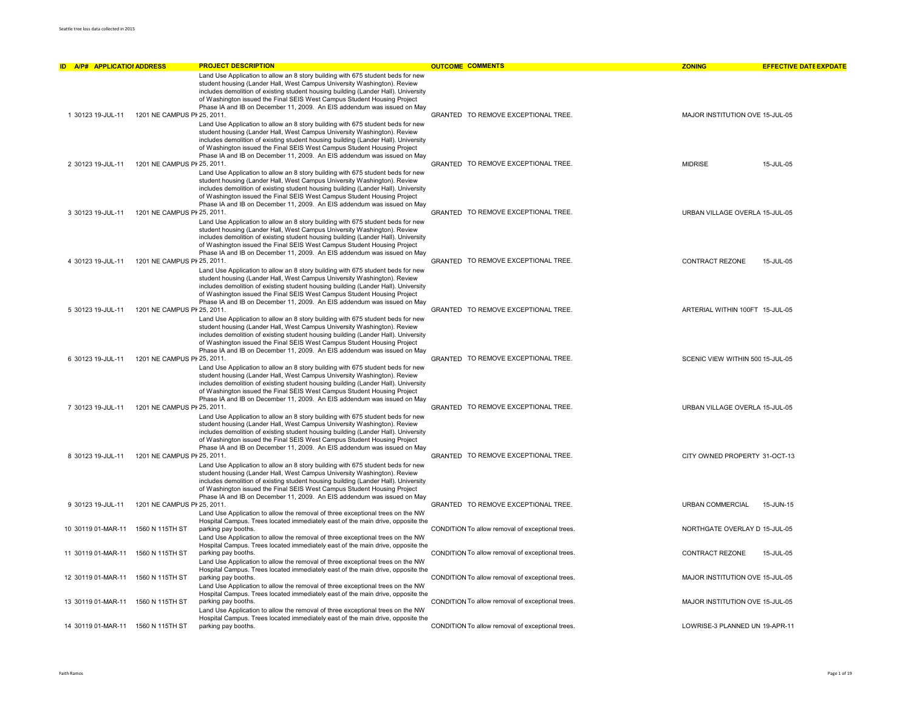| ID | A/P# | APPLICATIOI | ADDRESS | PROJECT DESCRIPTION | OUTCOME | COMMENTS | ZONING | EFFECTIVE DATE | EXPDATE |
|---|---|---|---|---|---|---|---|---|---|
| 1 | 30123 | 19-JUL-11 | 1201 NE CAMPUS PI | Land Use Application to allow an 8 story building with 675 student beds for new student housing (Lander Hall, West Campus University Washington). Review includes demolition of existing student housing building (Lander Hall). University of Washington issued the Final SEIS West Campus Student Housing Project Phase IA and IB on December 11, 2009. An EIS addendum was issued on May 25, 2011. | GRANTED | TO REMOVE EXCEPTIONAL TREE. | MAJOR INSTITUTION OVE | 15-JUL-05 | |
| 2 | 30123 | 19-JUL-11 | 1201 NE CAMPUS PI | Land Use Application to allow an 8 story building with 675 student beds for new student housing (Lander Hall, West Campus University Washington). Review includes demolition of existing student housing building (Lander Hall). University of Washington issued the Final SEIS West Campus Student Housing Project Phase IA and IB on December 11, 2009. An EIS addendum was issued on May 25, 2011. | GRANTED | TO REMOVE EXCEPTIONAL TREE. | MIDRISE | 15-JUL-05 | |
| 3 | 30123 | 19-JUL-11 | 1201 NE CAMPUS PI | Land Use Application to allow an 8 story building with 675 student beds for new student housing (Lander Hall, West Campus University Washington). Review includes demolition of existing student housing building (Lander Hall). University of Washington issued the Final SEIS West Campus Student Housing Project Phase IA and IB on December 11, 2009. An EIS addendum was issued on May 25, 2011. | GRANTED | TO REMOVE EXCEPTIONAL TREE. | URBAN VILLAGE OVERLA | 15-JUL-05 | |
| 4 | 30123 | 19-JUL-11 | 1201 NE CAMPUS PI | Land Use Application to allow an 8 story building with 675 student beds for new student housing (Lander Hall, West Campus University Washington). Review includes demolition of existing student housing building (Lander Hall). University of Washington issued the Final SEIS West Campus Student Housing Project Phase IA and IB on December 11, 2009. An EIS addendum was issued on May 25, 2011. | GRANTED | TO REMOVE EXCEPTIONAL TREE. | CONTRACT REZONE | 15-JUL-05 | |
| 5 | 30123 | 19-JUL-11 | 1201 NE CAMPUS PI | Land Use Application to allow an 8 story building with 675 student beds for new student housing (Lander Hall, West Campus University Washington). Review includes demolition of existing student housing building (Lander Hall). University of Washington issued the Final SEIS West Campus Student Housing Project Phase IA and IB on December 11, 2009. An EIS addendum was issued on May 25, 2011. | GRANTED | TO REMOVE EXCEPTIONAL TREE. | ARTERIAL WITHIN 100FT | 15-JUL-05 | |
| 6 | 30123 | 19-JUL-11 | 1201 NE CAMPUS PI | Land Use Application to allow an 8 story building with 675 student beds for new student housing (Lander Hall, West Campus University Washington). Review includes demolition of existing student housing building (Lander Hall). University of Washington issued the Final SEIS West Campus Student Housing Project Phase IA and IB on December 11, 2009. An EIS addendum was issued on May 25, 2011. | GRANTED | TO REMOVE EXCEPTIONAL TREE. | SCENIC VIEW WITHIN 500 | 15-JUL-05 | |
| 7 | 30123 | 19-JUL-11 | 1201 NE CAMPUS PI | Land Use Application to allow an 8 story building with 675 student beds for new student housing (Lander Hall, West Campus University Washington). Review includes demolition of existing student housing building (Lander Hall). University of Washington issued the Final SEIS West Campus Student Housing Project Phase IA and IB on December 11, 2009. An EIS addendum was issued on May 25, 2011. | GRANTED | TO REMOVE EXCEPTIONAL TREE. | URBAN VILLAGE OVERLA | 15-JUL-05 | |
| 8 | 30123 | 19-JUL-11 | 1201 NE CAMPUS PI | Land Use Application to allow an 8 story building with 675 student beds for new student housing (Lander Hall, West Campus University Washington). Review includes demolition of existing student housing building (Lander Hall). University of Washington issued the Final SEIS West Campus Student Housing Project Phase IA and IB on December 11, 2009. An EIS addendum was issued on May 25, 2011. | GRANTED | TO REMOVE EXCEPTIONAL TREE. | CITY OWNED PROPERTY | 31-OCT-13 | |
| 9 | 30123 | 19-JUL-11 | 1201 NE CAMPUS PI | Land Use Application to allow an 8 story building with 675 student beds for new student housing (Lander Hall, West Campus University Washington). Review includes demolition of existing student housing building (Lander Hall). University of Washington issued the Final SEIS West Campus Student Housing Project Phase IA and IB on December 11, 2009. An EIS addendum was issued on May 25, 2011. | GRANTED | TO REMOVE EXCEPTIONAL TREE. | URBAN COMMERCIAL | 15-JUN-15 | |
| 10 | 30119 | 01-MAR-11 | 1560 N 115TH ST | Land Use Application to allow the removal of three exceptional trees on the NW Hospital Campus. Trees located immediately east of the main drive, opposite the parking pay booths. | CONDITION | To allow removal of exceptional trees. | NORTHGATE OVERLAY D | 15-JUL-05 | |
| 11 | 30119 | 01-MAR-11 | 1560 N 115TH ST | Land Use Application to allow the removal of three exceptional trees on the NW Hospital Campus. Trees located immediately east of the main drive, opposite the parking pay booths. | CONDITION | To allow removal of exceptional trees. | CONTRACT REZONE | 15-JUL-05 | |
| 12 | 30119 | 01-MAR-11 | 1560 N 115TH ST | Land Use Application to allow the removal of three exceptional trees on the NW Hospital Campus. Trees located immediately east of the main drive, opposite the parking pay booths. | CONDITION | To allow removal of exceptional trees. | MAJOR INSTITUTION OVE | 15-JUL-05 | |
| 13 | 30119 | 01-MAR-11 | 1560 N 115TH ST | Land Use Application to allow the removal of three exceptional trees on the NW Hospital Campus. Trees located immediately east of the main drive, opposite the parking pay booths. | CONDITION | To allow removal of exceptional trees. | MAJOR INSTITUTION OVE | 15-JUL-05 | |
| 14 | 30119 | 01-MAR-11 | 1560 N 115TH ST | Land Use Application to allow the removal of three exceptional trees on the NW Hospital Campus. Trees located immediately east of the main drive, opposite the parking pay booths. | CONDITION | To allow removal of exceptional trees. | LOWRISE-3 PLANNED UN | 19-APR-11 | |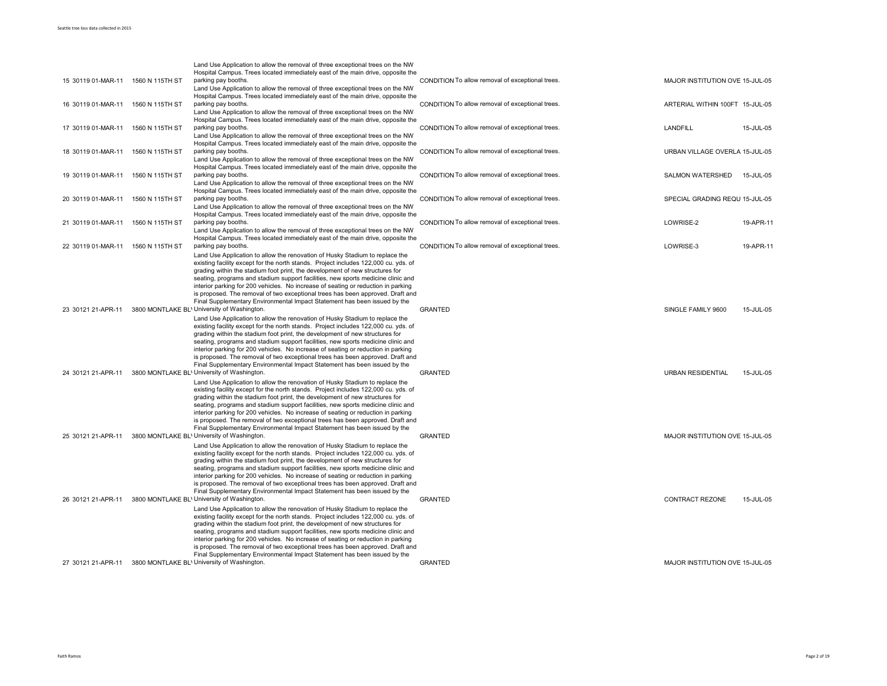| | | | | | | | | |
|---|---|---|---|---|---|---|---|---|
| 15 | 30119 | 01-MAR-11 | 1560 N 115TH ST | Land Use Application to allow the removal of three exceptional trees on the NW Hospital Campus. Trees located immediately east of the main drive, opposite the parking pay booths. | CONDITION | To allow removal of exceptional trees. | MAJOR INSTITUTION OVE | 15-JUL-05 |
| 16 | 30119 | 01-MAR-11 | 1560 N 115TH ST | Land Use Application to allow the removal of three exceptional trees on the NW Hospital Campus. Trees located immediately east of the main drive, opposite the parking pay booths. | CONDITION | To allow removal of exceptional trees. | ARTERIAL WITHIN 100FT | 15-JUL-05 |
| 17 | 30119 | 01-MAR-11 | 1560 N 115TH ST | Land Use Application to allow the removal of three exceptional trees on the NW Hospital Campus. Trees located immediately east of the main drive, opposite the parking pay booths. | CONDITION | To allow removal of exceptional trees. | LANDFILL | 15-JUL-05 |
| 18 | 30119 | 01-MAR-11 | 1560 N 115TH ST | Land Use Application to allow the removal of three exceptional trees on the NW Hospital Campus. Trees located immediately east of the main drive, opposite the parking pay booths. | CONDITION | To allow removal of exceptional trees. | URBAN VILLAGE OVERLA | 15-JUL-05 |
| 19 | 30119 | 01-MAR-11 | 1560 N 115TH ST | Land Use Application to allow the removal of three exceptional trees on the NW Hospital Campus. Trees located immediately east of the main drive, opposite the parking pay booths. | CONDITION | To allow removal of exceptional trees. | SALMON WATERSHED | 15-JUL-05 |
| 20 | 30119 | 01-MAR-11 | 1560 N 115TH ST | Land Use Application to allow the removal of three exceptional trees on the NW Hospital Campus. Trees located immediately east of the main drive, opposite the parking pay booths. | CONDITION | To allow removal of exceptional trees. | SPECIAL GRADING REQU | 15-JUL-05 |
| 21 | 30119 | 01-MAR-11 | 1560 N 115TH ST | Land Use Application to allow the removal of three exceptional trees on the NW Hospital Campus. Trees located immediately east of the main drive, opposite the parking pay booths. | CONDITION | To allow removal of exceptional trees. | LOWRISE-2 | 19-APR-11 |
| 22 | 30119 | 01-MAR-11 | 1560 N 115TH ST | Land Use Application to allow the removal of three exceptional trees on the NW Hospital Campus. Trees located immediately east of the main drive, opposite the parking pay booths. | CONDITION | To allow removal of exceptional trees. | LOWRISE-3 | 19-APR-11 |
| 23 | 30121 | 21-APR-11 | 3800 MONTLAKE BL\ | Land Use Application to allow the renovation of Husky Stadium to replace the existing facility except for the north stands. Project includes 122,000 cu. yds. of grading within the stadium foot print, the development of new structures for seating, programs and stadium support facilities, new sports medicine clinic and interior parking for 200 vehicles. No increase of seating or reduction in parking is proposed. The removal of two exceptional trees has been approved. Draft and Final Supplementary Environmental Impact Statement has been issued by the University of Washington. | GRANTED | | SINGLE FAMILY 9600 | 15-JUL-05 |
| 24 | 30121 | 21-APR-11 | 3800 MONTLAKE BL\ | Land Use Application to allow the renovation of Husky Stadium to replace the existing facility except for the north stands. Project includes 122,000 cu. yds. of grading within the stadium foot print, the development of new structures for seating, programs and stadium support facilities, new sports medicine clinic and interior parking for 200 vehicles. No increase of seating or reduction in parking is proposed. The removal of two exceptional trees has been approved. Draft and Final Supplementary Environmental Impact Statement has been issued by the University of Washington. | GRANTED | | URBAN RESIDENTIAL | 15-JUL-05 |
| 25 | 30121 | 21-APR-11 | 3800 MONTLAKE BL\ | Land Use Application to allow the renovation of Husky Stadium to replace the existing facility except for the north stands. Project includes 122,000 cu. yds. of grading within the stadium foot print, the development of new structures for seating, programs and stadium support facilities, new sports medicine clinic and interior parking for 200 vehicles. No increase of seating or reduction in parking is proposed. The removal of two exceptional trees has been approved. Draft and Final Supplementary Environmental Impact Statement has been issued by the University of Washington. | GRANTED | | MAJOR INSTITUTION OVE | 15-JUL-05 |
| 26 | 30121 | 21-APR-11 | 3800 MONTLAKE BL\ | Land Use Application to allow the renovation of Husky Stadium to replace the existing facility except for the north stands. Project includes 122,000 cu. yds. of grading within the stadium foot print, the development of new structures for seating, programs and stadium support facilities, new sports medicine clinic and interior parking for 200 vehicles. No increase of seating or reduction in parking is proposed. The removal of two exceptional trees has been approved. Draft and Final Supplementary Environmental Impact Statement has been issued by the University of Washington. | GRANTED | | CONTRACT REZONE | 15-JUL-05 |
| 27 | 30121 | 21-APR-11 | 3800 MONTLAKE BL\ | Land Use Application to allow the renovation of Husky Stadium to replace the existing facility except for the north stands. Project includes 122,000 cu. yds. of grading within the stadium foot print, the development of new structures for seating, programs and stadium support facilities, new sports medicine clinic and interior parking for 200 vehicles. No increase of seating or reduction in parking is proposed. The removal of two exceptional trees has been approved. Draft and Final Supplementary Environmental Impact Statement has been issued by the University of Washington. | GRANTED | | MAJOR INSTITUTION OVE | 15-JUL-05 |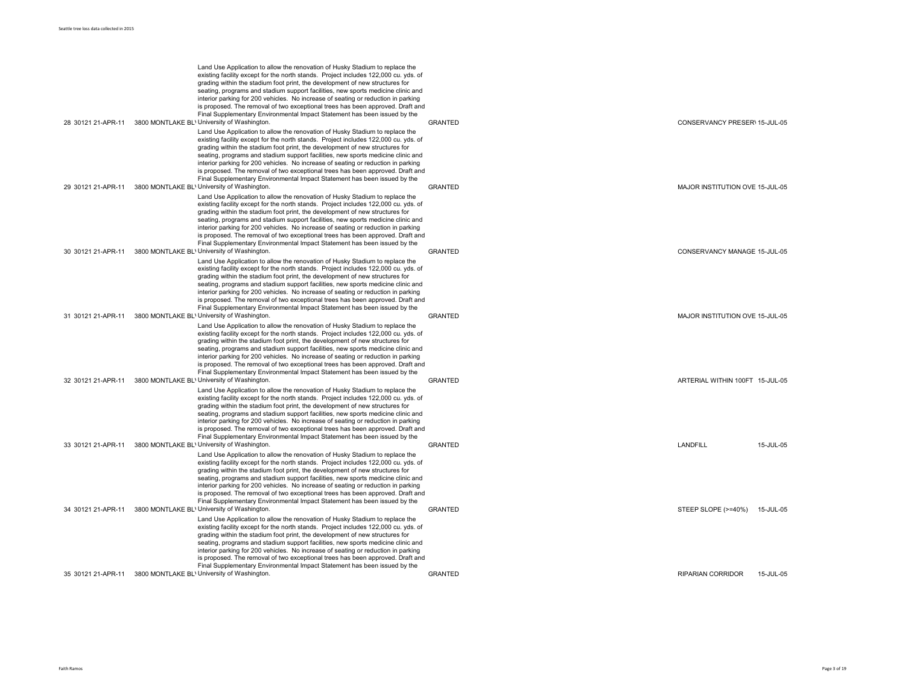| | | | | | | |
|---|---|---|---|---|---|---|
| 28 | 30121 21-APR-11 | 3800 MONTLAKE BL\ | Land Use Application to allow the renovation of Husky Stadium to replace the existing facility except for the north stands. Project includes 122,000 cu. yds. of grading within the stadium foot print, the development of new structures for seating, programs and stadium support facilities, new sports medicine clinic and interior parking for 200 vehicles. No increase of seating or reduction in parking is proposed. The removal of two exceptional trees has been approved. Draft and Final Supplementary Environmental Impact Statement has been issued by the University of Washington. | GRANTED | CONSERVANCY PRESER\ | 15-JUL-05 |
| 29 | 30121 21-APR-11 | 3800 MONTLAKE BL\ | Land Use Application to allow the renovation of Husky Stadium to replace the existing facility except for the north stands. Project includes 122,000 cu. yds. of grading within the stadium foot print, the development of new structures for seating, programs and stadium support facilities, new sports medicine clinic and interior parking for 200 vehicles. No increase of seating or reduction in parking is proposed. The removal of two exceptional trees has been approved. Draft and Final Supplementary Environmental Impact Statement has been issued by the University of Washington. | GRANTED | MAJOR INSTITUTION OVE | 15-JUL-05 |
| 30 | 30121 21-APR-11 | 3800 MONTLAKE BL\ | Land Use Application to allow the renovation of Husky Stadium to replace the existing facility except for the north stands. Project includes 122,000 cu. yds. of grading within the stadium foot print, the development of new structures for seating, programs and stadium support facilities, new sports medicine clinic and interior parking for 200 vehicles. No increase of seating or reduction in parking is proposed. The removal of two exceptional trees has been approved. Draft and Final Supplementary Environmental Impact Statement has been issued by the University of Washington. | GRANTED | CONSERVANCY MANAGE | 15-JUL-05 |
| 31 | 30121 21-APR-11 | 3800 MONTLAKE BL\ | Land Use Application to allow the renovation of Husky Stadium to replace the existing facility except for the north stands. Project includes 122,000 cu. yds. of grading within the stadium foot print, the development of new structures for seating, programs and stadium support facilities, new sports medicine clinic and interior parking for 200 vehicles. No increase of seating or reduction in parking is proposed. The removal of two exceptional trees has been approved. Draft and Final Supplementary Environmental Impact Statement has been issued by the University of Washington. | GRANTED | MAJOR INSTITUTION OVE | 15-JUL-05 |
| 32 | 30121 21-APR-11 | 3800 MONTLAKE BL\ | Land Use Application to allow the renovation of Husky Stadium to replace the existing facility except for the north stands. Project includes 122,000 cu. yds. of grading within the stadium foot print, the development of new structures for seating, programs and stadium support facilities, new sports medicine clinic and interior parking for 200 vehicles. No increase of seating or reduction in parking is proposed. The removal of two exceptional trees has been approved. Draft and Final Supplementary Environmental Impact Statement has been issued by the University of Washington. | GRANTED | ARTERIAL WITHIN 100FT | 15-JUL-05 |
| 33 | 30121 21-APR-11 | 3800 MONTLAKE BL\ | Land Use Application to allow the renovation of Husky Stadium to replace the existing facility except for the north stands. Project includes 122,000 cu. yds. of grading within the stadium foot print, the development of new structures for seating, programs and stadium support facilities, new sports medicine clinic and interior parking for 200 vehicles. No increase of seating or reduction in parking is proposed. The removal of two exceptional trees has been approved. Draft and Final Supplementary Environmental Impact Statement has been issued by the University of Washington. | GRANTED | LANDFILL | 15-JUL-05 |
| 34 | 30121 21-APR-11 | 3800 MONTLAKE BL\ | Land Use Application to allow the renovation of Husky Stadium to replace the existing facility except for the north stands. Project includes 122,000 cu. yds. of grading within the stadium foot print, the development of new structures for seating, programs and stadium support facilities, new sports medicine clinic and interior parking for 200 vehicles. No increase of seating or reduction in parking is proposed. The removal of two exceptional trees has been approved. Draft and Final Supplementary Environmental Impact Statement has been issued by the University of Washington. | GRANTED | STEEP SLOPE (>=40%) | 15-JUL-05 |
| 35 | 30121 21-APR-11 | 3800 MONTLAKE BL\ | Land Use Application to allow the renovation of Husky Stadium to replace the existing facility except for the north stands. Project includes 122,000 cu. yds. of grading within the stadium foot print, the development of new structures for seating, programs and stadium support facilities, new sports medicine clinic and interior parking for 200 vehicles. No increase of seating or reduction in parking is proposed. The removal of two exceptional trees has been approved. Draft and Final Supplementary Environmental Impact Statement has been issued by the University of Washington. | GRANTED | RIPARIAN CORRIDOR | 15-JUL-05 |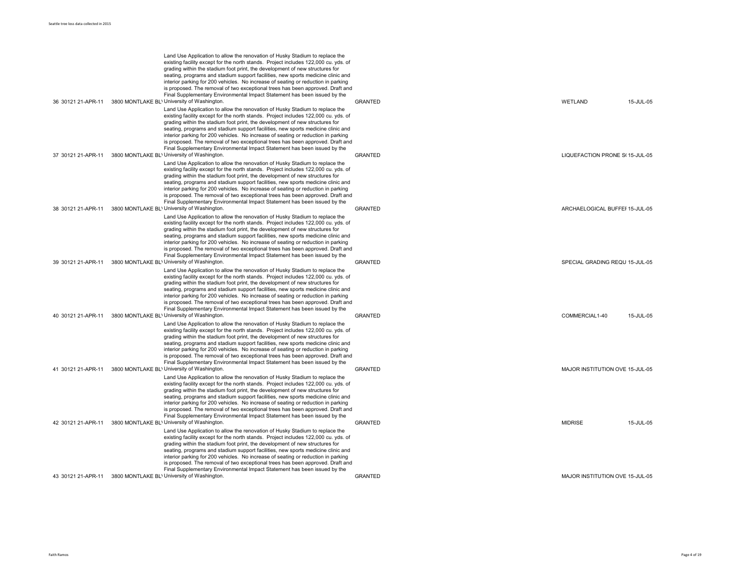| | | | | | | | |
|---|---|---|---|---|---|---|---|
| 36 | 30121 | 21-APR-11 | 3800 MONTLAKE BL\ | Land Use Application to allow the renovation of Husky Stadium to replace the existing facility except for the north stands. Project includes 122,000 cu. yds. of grading within the stadium foot print, the development of new structures for seating, programs and stadium support facilities, new sports medicine clinic and interior parking for 200 vehicles. No increase of seating or reduction in parking is proposed. The removal of two exceptional trees has been approved. Draft and Final Supplementary Environmental Impact Statement has been issued by the University of Washington. | GRANTED | WETLAND | 15-JUL-05 |
| 37 | 30121 | 21-APR-11 | 3800 MONTLAKE BL\ | Land Use Application to allow the renovation of Husky Stadium to replace the existing facility except for the north stands. Project includes 122,000 cu. yds. of grading within the stadium foot print, the development of new structures for seating, programs and stadium support facilities, new sports medicine clinic and interior parking for 200 vehicles. No increase of seating or reduction in parking is proposed. The removal of two exceptional trees has been approved. Draft and Final Supplementary Environmental Impact Statement has been issued by the University of Washington. | GRANTED | LIQUEFACTION PRONE S( | 15-JUL-05 |
| 38 | 30121 | 21-APR-11 | 3800 MONTLAKE BL\ | Land Use Application to allow the renovation of Husky Stadium to replace the existing facility except for the north stands. Project includes 122,000 cu. yds. of grading within the stadium foot print, the development of new structures for seating, programs and stadium support facilities, new sports medicine clinic and interior parking for 200 vehicles. No increase of seating or reduction in parking is proposed. The removal of two exceptional trees has been approved. Draft and Final Supplementary Environmental Impact Statement has been issued by the University of Washington. | GRANTED | ARCHAELOGICAL BUFFEI | 15-JUL-05 |
| 39 | 30121 | 21-APR-11 | 3800 MONTLAKE BL\ | Land Use Application to allow the renovation of Husky Stadium to replace the existing facility except for the north stands. Project includes 122,000 cu. yds. of grading within the stadium foot print, the development of new structures for seating, programs and stadium support facilities, new sports medicine clinic and interior parking for 200 vehicles. No increase of seating or reduction in parking is proposed. The removal of two exceptional trees has been approved. Draft and Final Supplementary Environmental Impact Statement has been issued by the University of Washington. | GRANTED | SPECIAL GRADING REQU | 15-JUL-05 |
| 40 | 30121 | 21-APR-11 | 3800 MONTLAKE BL\ | Land Use Application to allow the renovation of Husky Stadium to replace the existing facility except for the north stands. Project includes 122,000 cu. yds. of grading within the stadium foot print, the development of new structures for seating, programs and stadium support facilities, new sports medicine clinic and interior parking for 200 vehicles. No increase of seating or reduction in parking is proposed. The removal of two exceptional trees has been approved. Draft and Final Supplementary Environmental Impact Statement has been issued by the University of Washington. | GRANTED | COMMERCIAL1-40 | 15-JUL-05 |
| 41 | 30121 | 21-APR-11 | 3800 MONTLAKE BL\ | Land Use Application to allow the renovation of Husky Stadium to replace the existing facility except for the north stands. Project includes 122,000 cu. yds. of grading within the stadium foot print, the development of new structures for seating, programs and stadium support facilities, new sports medicine clinic and interior parking for 200 vehicles. No increase of seating or reduction in parking is proposed. The removal of two exceptional trees has been approved. Draft and Final Supplementary Environmental Impact Statement has been issued by the University of Washington. | GRANTED | MAJOR INSTITUTION OVE | 15-JUL-05 |
| 42 | 30121 | 21-APR-11 | 3800 MONTLAKE BL\ | Land Use Application to allow the renovation of Husky Stadium to replace the existing facility except for the north stands. Project includes 122,000 cu. yds. of grading within the stadium foot print, the development of new structures for seating, programs and stadium support facilities, new sports medicine clinic and interior parking for 200 vehicles. No increase of seating or reduction in parking is proposed. The removal of two exceptional trees has been approved. Draft and Final Supplementary Environmental Impact Statement has been issued by the University of Washington. | GRANTED | MIDRISE | 15-JUL-05 |
| 43 | 30121 | 21-APR-11 | 3800 MONTLAKE BL\ | Land Use Application to allow the renovation of Husky Stadium to replace the existing facility except for the north stands. Project includes 122,000 cu. yds. of grading within the stadium foot print, the development of new structures for seating, programs and stadium support facilities, new sports medicine clinic and interior parking for 200 vehicles. No increase of seating or reduction in parking is proposed. The removal of two exceptional trees has been approved. Draft and Final Supplementary Environmental Impact Statement has been issued by the University of Washington. | GRANTED | MAJOR INSTITUTION OVE | 15-JUL-05 |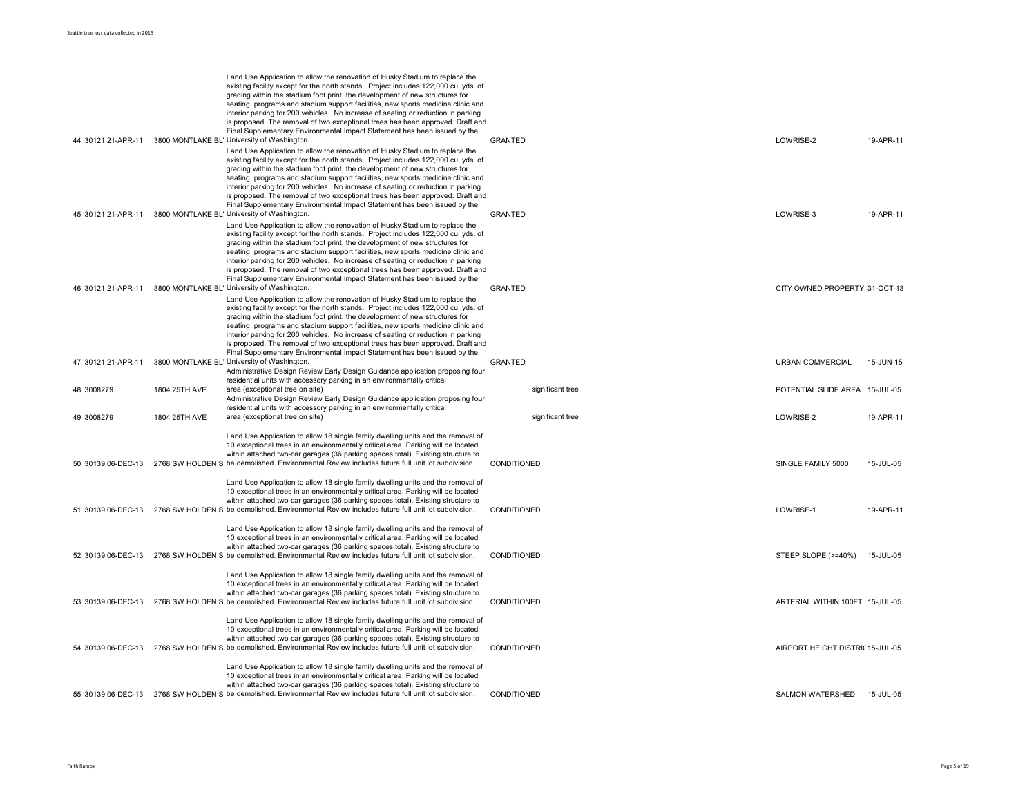| | | | | | | | |
|---|---|---|---|---|---|---|---|
| 44 | 30121 | 21-APR-11 | 3800 MONTLAKE BL\ | Land Use Application to allow the renovation of Husky Stadium to replace the existing facility except for the north stands. Project includes 122,000 cu. yds. of grading within the stadium foot print, the development of new structures for seating, programs and stadium support facilities, new sports medicine clinic and interior parking for 200 vehicles. No increase of seating or reduction in parking is proposed. The removal of two exceptional trees has been approved. Draft and Final Supplementary Environmental Impact Statement has been issued by the University of Washington. | GRANTED | LOWRISE-2 | 19-APR-11 |
| 45 | 30121 | 21-APR-11 | 3800 MONTLAKE BL\ | Land Use Application to allow the renovation of Husky Stadium to replace the existing facility except for the north stands. Project includes 122,000 cu. yds. of grading within the stadium foot print, the development of new structures for seating, programs and stadium support facilities, new sports medicine clinic and interior parking for 200 vehicles. No increase of seating or reduction in parking is proposed. The removal of two exceptional trees has been approved. Draft and Final Supplementary Environmental Impact Statement has been issued by the University of Washington. | GRANTED | LOWRISE-3 | 19-APR-11 |
| 46 | 30121 | 21-APR-11 | 3800 MONTLAKE BL\ | Land Use Application to allow the renovation of Husky Stadium to replace the existing facility except for the north stands. Project includes 122,000 cu. yds. of grading within the stadium foot print, the development of new structures for seating, programs and stadium support facilities, new sports medicine clinic and interior parking for 200 vehicles. No increase of seating or reduction in parking is proposed. The removal of two exceptional trees has been approved. Draft and Final Supplementary Environmental Impact Statement has been issued by the University of Washington. | GRANTED | CITY OWNED PROPERTY | 31-OCT-13 |
| 47 | 30121 | 21-APR-11 | 3800 MONTLAKE BL\ | Land Use Application to allow the renovation of Husky Stadium to replace the existing facility except for the north stands. Project includes 122,000 cu. yds. of grading within the stadium foot print, the development of new structures for seating, programs and stadium support facilities, new sports medicine clinic and interior parking for 200 vehicles. No increase of seating or reduction in parking is proposed. The removal of two exceptional trees has been approved. Draft and Final Supplementary Environmental Impact Statement has been issued by the University of Washington. | GRANTED | URBAN COMMERCIAL | 15-JUN-15 |
| 48 | 3008279 | | 1804 25TH AVE | Administrative Design Review Early Design Guidance application proposing four residential units with accessory parking in an environmentally critical area.(exceptional tree on site) | significant tree | POTENTIAL SLIDE AREA | 15-JUL-05 |
| 49 | 3008279 | | 1804 25TH AVE | Administrative Design Review Early Design Guidance application proposing four residential units with accessory parking in an environmentally critical area.(exceptional tree on site) | significant tree | LOWRISE-2 | 19-APR-11 |
| 50 | 30139 | 06-DEC-13 | 2768 SW HOLDEN S\ | Land Use Application to allow 18 single family dwelling units and the removal of 10 exceptional trees in an environmentally critical area. Parking will be located within attached two-car garages (36 parking spaces total). Existing structure to be demolished. Environmental Review includes future full unit lot subdivision. | CONDITIONED | SINGLE FAMILY 5000 | 15-JUL-05 |
| 51 | 30139 | 06-DEC-13 | 2768 SW HOLDEN S\ | Land Use Application to allow 18 single family dwelling units and the removal of 10 exceptional trees in an environmentally critical area. Parking will be located within attached two-car garages (36 parking spaces total). Existing structure to be demolished. Environmental Review includes future full unit lot subdivision. | CONDITIONED | LOWRISE-1 | 19-APR-11 |
| 52 | 30139 | 06-DEC-13 | 2768 SW HOLDEN S\ | Land Use Application to allow 18 single family dwelling units and the removal of 10 exceptional trees in an environmentally critical area. Parking will be located within attached two-car garages (36 parking spaces total). Existing structure to be demolished. Environmental Review includes future full unit lot subdivision. | CONDITIONED | STEEP SLOPE (>=40%) | 15-JUL-05 |
| 53 | 30139 | 06-DEC-13 | 2768 SW HOLDEN S\ | Land Use Application to allow 18 single family dwelling units and the removal of 10 exceptional trees in an environmentally critical area. Parking will be located within attached two-car garages (36 parking spaces total). Existing structure to be demolished. Environmental Review includes future full unit lot subdivision. | CONDITIONED | ARTERIAL WITHIN 100FT | 15-JUL-05 |
| 54 | 30139 | 06-DEC-13 | 2768 SW HOLDEN S\ | Land Use Application to allow 18 single family dwelling units and the removal of 10 exceptional trees in an environmentally critical area. Parking will be located within attached two-car garages (36 parking spaces total). Existing structure to be demolished. Environmental Review includes future full unit lot subdivision. | CONDITIONED | AIRPORT HEIGHT DISTRI( | 15-JUL-05 |
| 55 | 30139 | 06-DEC-13 | 2768 SW HOLDEN S\ | Land Use Application to allow 18 single family dwelling units and the removal of 10 exceptional trees in an environmentally critical area. Parking will be located within attached two-car garages (36 parking spaces total). Existing structure to be demolished. Environmental Review includes future full unit lot subdivision. | CONDITIONED | SALMON WATERSHED | 15-JUL-05 |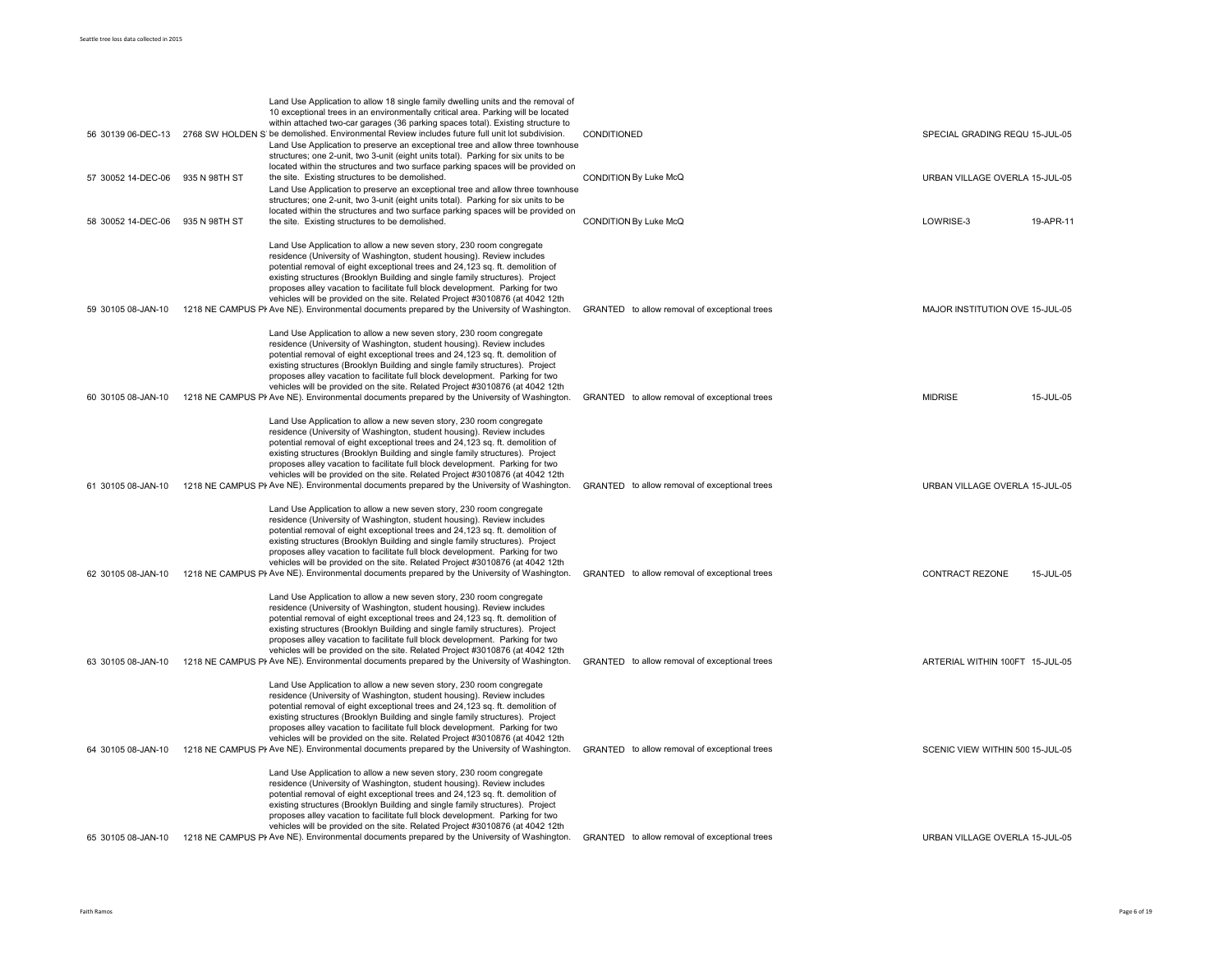| | | | | | | | |
|---|---|---|---|---|---|---|---|
| 56 | 30139 | 06-DEC-13 | 2768 SW HOLDEN S | Land Use Application to allow 18 single family dwelling units and the removal of 10 exceptional trees in an environmentally critical area. Parking will be located within attached two-car garages (36 parking spaces total). Existing structure to be demolished. Environmental Review includes future full unit lot subdivision. | CONDITIONED | SPECIAL GRADING REQU | 15-JUL-05 |
| 57 | 30052 | 14-DEC-06 | 935 N 98TH ST | Land Use Application to preserve an exceptional tree and allow three townhouse structures; one 2-unit, two 3-unit (eight units total). Parking for six units to be located within the structures and two surface parking spaces will be provided on the site. Existing structures to be demolished. | CONDITION By Luke McQ | URBAN VILLAGE OVERLA | 15-JUL-05 |
| 58 | 30052 | 14-DEC-06 | 935 N 98TH ST | Land Use Application to preserve an exceptional tree and allow three townhouse structures; one 2-unit, two 3-unit (eight units total). Parking for six units to be located within the structures and two surface parking spaces will be provided on the site. Existing structures to be demolished. | CONDITION By Luke McQ | LOWRISE-3 | 19-APR-11 |
| 59 | 30105 | 08-JAN-10 | 1218 NE CAMPUS PK | Land Use Application to allow a new seven story, 230 room congregate residence (University of Washington, student housing). Review includes potential removal of eight exceptional trees and 24,123 sq. ft. demolition of existing structures (Brooklyn Building and single family structures). Project proposes alley vacation to facilitate full block development. Parking for two vehicles will be provided on the site. Related Project #3010876 (at 4042 12th Ave NE). Environmental documents prepared by the University of Washington. | GRANTED to allow removal of exceptional trees | MAJOR INSTITUTION OVE | 15-JUL-05 |
| 60 | 30105 | 08-JAN-10 | 1218 NE CAMPUS PK | Land Use Application to allow a new seven story, 230 room congregate residence (University of Washington, student housing). Review includes potential removal of eight exceptional trees and 24,123 sq. ft. demolition of existing structures (Brooklyn Building and single family structures). Project proposes alley vacation to facilitate full block development. Parking for two vehicles will be provided on the site. Related Project #3010876 (at 4042 12th Ave NE). Environmental documents prepared by the University of Washington. | GRANTED to allow removal of exceptional trees | MIDRISE | 15-JUL-05 |
| 61 | 30105 | 08-JAN-10 | 1218 NE CAMPUS PK | Land Use Application to allow a new seven story, 230 room congregate residence (University of Washington, student housing). Review includes potential removal of eight exceptional trees and 24,123 sq. ft. demolition of existing structures (Brooklyn Building and single family structures). Project proposes alley vacation to facilitate full block development. Parking for two vehicles will be provided on the site. Related Project #3010876 (at 4042 12th Ave NE). Environmental documents prepared by the University of Washington. | GRANTED to allow removal of exceptional trees | URBAN VILLAGE OVERLA | 15-JUL-05 |
| 62 | 30105 | 08-JAN-10 | 1218 NE CAMPUS PK | Land Use Application to allow a new seven story, 230 room congregate residence (University of Washington, student housing). Review includes potential removal of eight exceptional trees and 24,123 sq. ft. demolition of existing structures (Brooklyn Building and single family structures). Project proposes alley vacation to facilitate full block development. Parking for two vehicles will be provided on the site. Related Project #3010876 (at 4042 12th Ave NE). Environmental documents prepared by the University of Washington. | GRANTED to allow removal of exceptional trees | CONTRACT REZONE | 15-JUL-05 |
| 63 | 30105 | 08-JAN-10 | 1218 NE CAMPUS PK | Land Use Application to allow a new seven story, 230 room congregate residence (University of Washington, student housing). Review includes potential removal of eight exceptional trees and 24,123 sq. ft. demolition of existing structures (Brooklyn Building and single family structures). Project proposes alley vacation to facilitate full block development. Parking for two vehicles will be provided on the site. Related Project #3010876 (at 4042 12th Ave NE). Environmental documents prepared by the University of Washington. | GRANTED to allow removal of exceptional trees | ARTERIAL WITHIN 100FT | 15-JUL-05 |
| 64 | 30105 | 08-JAN-10 | 1218 NE CAMPUS PK | Land Use Application to allow a new seven story, 230 room congregate residence (University of Washington, student housing). Review includes potential removal of eight exceptional trees and 24,123 sq. ft. demolition of existing structures (Brooklyn Building and single family structures). Project proposes alley vacation to facilitate full block development. Parking for two vehicles will be provided on the site. Related Project #3010876 (at 4042 12th Ave NE). Environmental documents prepared by the University of Washington. | GRANTED to allow removal of exceptional trees | SCENIC VIEW WITHIN 500 | 15-JUL-05 |
| 65 | 30105 | 08-JAN-10 | 1218 NE CAMPUS PK | Land Use Application to allow a new seven story, 230 room congregate residence (University of Washington, student housing). Review includes potential removal of eight exceptional trees and 24,123 sq. ft. demolition of existing structures (Brooklyn Building and single family structures). Project proposes alley vacation to facilitate full block development. Parking for two vehicles will be provided on the site. Related Project #3010876 (at 4042 12th Ave NE). Environmental documents prepared by the University of Washington. | GRANTED to allow removal of exceptional trees | URBAN VILLAGE OVERLA | 15-JUL-05 |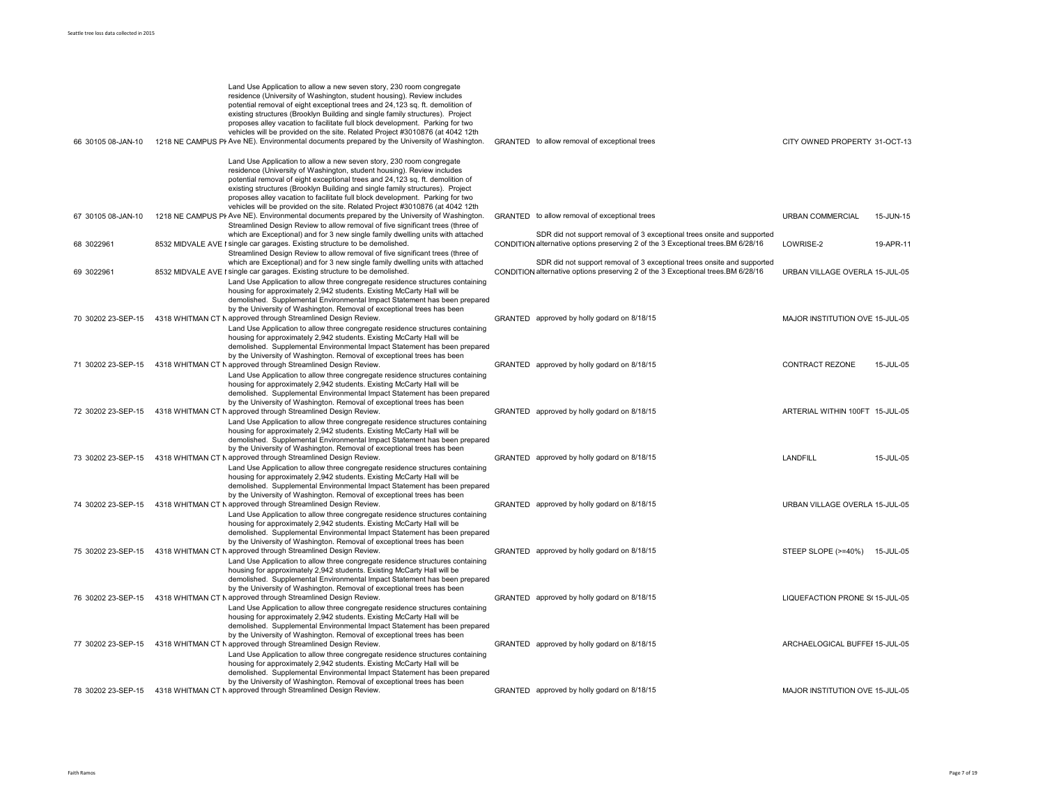| | | | | | | | |
|---|---|---|---|---|---|---|---|
| 66 | 30105 | 08-JAN-10 | 1218 NE CAMPUS PI | Land Use Application to allow a new seven story, 230 room congregate residence (University of Washington, student housing). Review includes potential removal of eight exceptional trees and 24,123 sq. ft. demolition of existing structures (Brooklyn Building and single family structures). Project proposes alley vacation to facilitate full block development. Parking for two vehicles will be provided on the site. Related Project #3010876 (at 4042 12th Ave NE). Environmental documents prepared by the University of Washington. | GRANTED | to allow removal of exceptional trees | CITY OWNED PROPERTY | 31-OCT-13 |
| 67 | 30105 | 08-JAN-10 | 1218 NE CAMPUS PI | Land Use Application to allow a new seven story, 230 room congregate residence (University of Washington, student housing). Review includes potential removal of eight exceptional trees and 24,123 sq. ft. demolition of existing structures (Brooklyn Building and single family structures). Project proposes alley vacation to facilitate full block development. Parking for two vehicles will be provided on the site. Related Project #3010876 (at 4042 12th Ave NE). Environmental documents prepared by the University of Washington. | GRANTED | to allow removal of exceptional trees | URBAN COMMERCIAL | 15-JUN-15 |
| 68 | 3022961 | | 8532 MIDVALE AVE I | Streamlined Design Review to allow removal of five significant trees (three of which are Exceptional) and for 3 new single family dwelling units with attached single car garages. Existing structure to be demolished. | CONDITION | SDR did not support removal of 3 exceptional trees onsite and supported alternative options preserving 2 of the 3 Exceptional trees.BM 6/28/16 | LOWRISE-2 | 19-APR-11 |
| 69 | 3022961 | | 8532 MIDVALE AVE I | Streamlined Design Review to allow removal of five significant trees (three of which are Exceptional) and for 3 new single family dwelling units with attached single car garages. Existing structure to be demolished. | CONDITION | SDR did not support removal of 3 exceptional trees onsite and supported alternative options preserving 2 of the 3 Exceptional trees.BM 6/28/16 | URBAN VILLAGE OVERLA | 15-JUL-05 |
| 70 | 30202 | 23-SEP-15 | 4318 WHITMAN CT N | Land Use Application to allow three congregate residence structures containing housing for approximately 2,942 students. Existing McCarty Hall will be demolished. Supplemental Environmental Impact Statement has been prepared by the University of Washington. Removal of exceptional trees has been approved through Streamlined Design Review. | GRANTED | approved by holly godard on 8/18/15 | MAJOR INSTITUTION OVE | 15-JUL-05 |
| 71 | 30202 | 23-SEP-15 | 4318 WHITMAN CT N | Land Use Application to allow three congregate residence structures containing housing for approximately 2,942 students. Existing McCarty Hall will be demolished. Supplemental Environmental Impact Statement has been prepared by the University of Washington. Removal of exceptional trees has been approved through Streamlined Design Review. | GRANTED | approved by holly godard on 8/18/15 | CONTRACT REZONE | 15-JUL-05 |
| 72 | 30202 | 23-SEP-15 | 4318 WHITMAN CT N | Land Use Application to allow three congregate residence structures containing housing for approximately 2,942 students. Existing McCarty Hall will be demolished. Supplemental Environmental Impact Statement has been prepared by the University of Washington. Removal of exceptional trees has been approved through Streamlined Design Review. | GRANTED | approved by holly godard on 8/18/15 | ARTERIAL WITHIN 100FT | 15-JUL-05 |
| 73 | 30202 | 23-SEP-15 | 4318 WHITMAN CT N | Land Use Application to allow three congregate residence structures containing housing for approximately 2,942 students. Existing McCarty Hall will be demolished. Supplemental Environmental Impact Statement has been prepared by the University of Washington. Removal of exceptional trees has been approved through Streamlined Design Review. | GRANTED | approved by holly godard on 8/18/15 | LANDFILL | 15-JUL-05 |
| 74 | 30202 | 23-SEP-15 | 4318 WHITMAN CT N | Land Use Application to allow three congregate residence structures containing housing for approximately 2,942 students. Existing McCarty Hall will be demolished. Supplemental Environmental Impact Statement has been prepared by the University of Washington. Removal of exceptional trees has been approved through Streamlined Design Review. | GRANTED | approved by holly godard on 8/18/15 | URBAN VILLAGE OVERLA | 15-JUL-05 |
| 75 | 30202 | 23-SEP-15 | 4318 WHITMAN CT N | Land Use Application to allow three congregate residence structures containing housing for approximately 2,942 students. Existing McCarty Hall will be demolished. Supplemental Environmental Impact Statement has been prepared by the University of Washington. Removal of exceptional trees has been approved through Streamlined Design Review. | GRANTED | approved by holly godard on 8/18/15 | STEEP SLOPE (>=40%) | 15-JUL-05 |
| 76 | 30202 | 23-SEP-15 | 4318 WHITMAN CT N | Land Use Application to allow three congregate residence structures containing housing for approximately 2,942 students. Existing McCarty Hall will be demolished. Supplemental Environmental Impact Statement has been prepared by the University of Washington. Removal of exceptional trees has been approved through Streamlined Design Review. | GRANTED | approved by holly godard on 8/18/15 | LIQUEFACTION PRONE S( | 15-JUL-05 |
| 77 | 30202 | 23-SEP-15 | 4318 WHITMAN CT N | Land Use Application to allow three congregate residence structures containing housing for approximately 2,942 students. Existing McCarty Hall will be demolished. Supplemental Environmental Impact Statement has been prepared by the University of Washington. Removal of exceptional trees has been approved through Streamlined Design Review. | GRANTED | approved by holly godard on 8/18/15 | ARCHAELOGICAL BUFFEI | 15-JUL-05 |
| 78 | 30202 | 23-SEP-15 | 4318 WHITMAN CT N | Land Use Application to allow three congregate residence structures containing housing for approximately 2,942 students. Existing McCarty Hall will be demolished. Supplemental Environmental Impact Statement has been prepared by the University of Washington. Removal of exceptional trees has been approved through Streamlined Design Review. | GRANTED | approved by holly godard on 8/18/15 | MAJOR INSTITUTION OVE | 15-JUL-05 |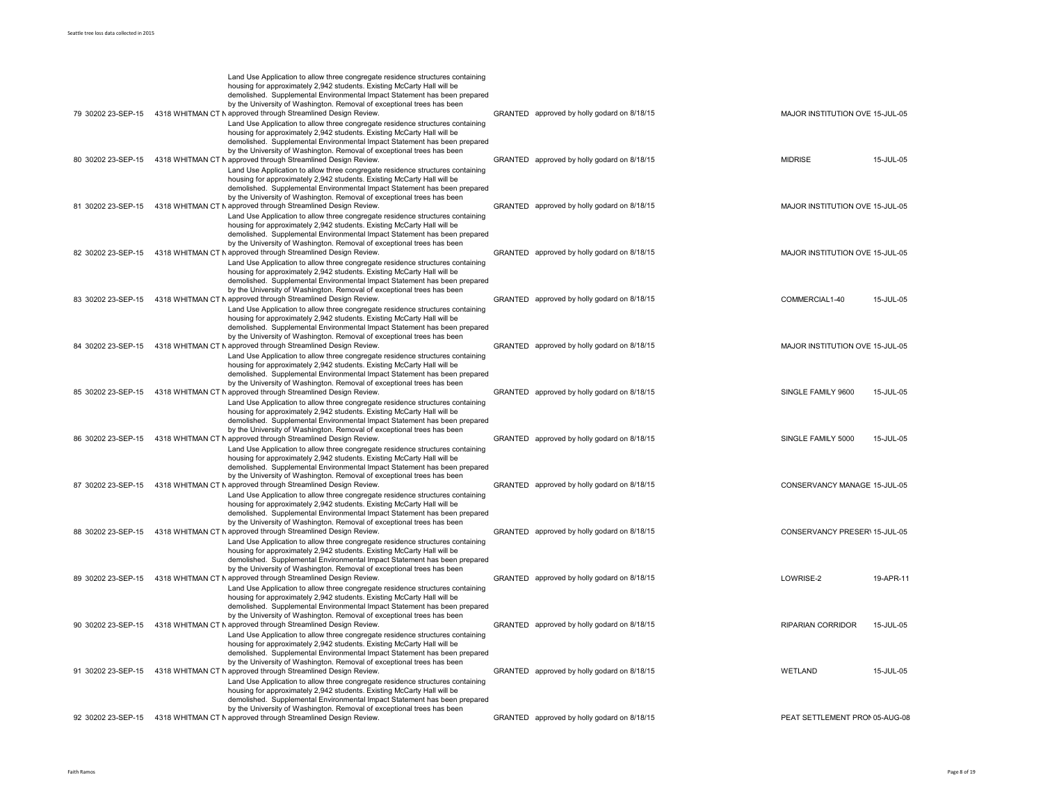| | | | | | | | | |
|---|---|---|---|---|---|---|---|---|
| 79 | 30202 | 23-SEP-15 | 4318 WHITMAN CT N | Land Use Application to allow three congregate residence structures containing housing for approximately 2,942 students. Existing McCarty Hall will be demolished. Supplemental Environmental Impact Statement has been prepared by the University of Washington. Removal of exceptional trees has been approved through Streamlined Design Review. | GRANTED | approved by holly godard on 8/18/15 | MAJOR INSTITUTION OVE | 15-JUL-05 |
| 80 | 30202 | 23-SEP-15 | 4318 WHITMAN CT N | Land Use Application to allow three congregate residence structures containing housing for approximately 2,942 students. Existing McCarty Hall will be demolished. Supplemental Environmental Impact Statement has been prepared by the University of Washington. Removal of exceptional trees has been approved through Streamlined Design Review. | GRANTED | approved by holly godard on 8/18/15 | MIDRISE | 15-JUL-05 |
| 81 | 30202 | 23-SEP-15 | 4318 WHITMAN CT N | Land Use Application to allow three congregate residence structures containing housing for approximately 2,942 students. Existing McCarty Hall will be demolished. Supplemental Environmental Impact Statement has been prepared by the University of Washington. Removal of exceptional trees has been approved through Streamlined Design Review. | GRANTED | approved by holly godard on 8/18/15 | MAJOR INSTITUTION OVE | 15-JUL-05 |
| 82 | 30202 | 23-SEP-15 | 4318 WHITMAN CT N | Land Use Application to allow three congregate residence structures containing housing for approximately 2,942 students. Existing McCarty Hall will be demolished. Supplemental Environmental Impact Statement has been prepared by the University of Washington. Removal of exceptional trees has been approved through Streamlined Design Review. | GRANTED | approved by holly godard on 8/18/15 | MAJOR INSTITUTION OVE | 15-JUL-05 |
| 83 | 30202 | 23-SEP-15 | 4318 WHITMAN CT N | Land Use Application to allow three congregate residence structures containing housing for approximately 2,942 students. Existing McCarty Hall will be demolished. Supplemental Environmental Impact Statement has been prepared by the University of Washington. Removal of exceptional trees has been approved through Streamlined Design Review. | GRANTED | approved by holly godard on 8/18/15 | COMMERCIAL1-40 | 15-JUL-05 |
| 84 | 30202 | 23-SEP-15 | 4318 WHITMAN CT N | Land Use Application to allow three congregate residence structures containing housing for approximately 2,942 students. Existing McCarty Hall will be demolished. Supplemental Environmental Impact Statement has been prepared by the University of Washington. Removal of exceptional trees has been approved through Streamlined Design Review. | GRANTED | approved by holly godard on 8/18/15 | MAJOR INSTITUTION OVE | 15-JUL-05 |
| 85 | 30202 | 23-SEP-15 | 4318 WHITMAN CT N | Land Use Application to allow three congregate residence structures containing housing for approximately 2,942 students. Existing McCarty Hall will be demolished. Supplemental Environmental Impact Statement has been prepared by the University of Washington. Removal of exceptional trees has been approved through Streamlined Design Review. | GRANTED | approved by holly godard on 8/18/15 | SINGLE FAMILY 9600 | 15-JUL-05 |
| 86 | 30202 | 23-SEP-15 | 4318 WHITMAN CT N | Land Use Application to allow three congregate residence structures containing housing for approximately 2,942 students. Existing McCarty Hall will be demolished. Supplemental Environmental Impact Statement has been prepared by the University of Washington. Removal of exceptional trees has been approved through Streamlined Design Review. | GRANTED | approved by holly godard on 8/18/15 | SINGLE FAMILY 5000 | 15-JUL-05 |
| 87 | 30202 | 23-SEP-15 | 4318 WHITMAN CT N | Land Use Application to allow three congregate residence structures containing housing for approximately 2,942 students. Existing McCarty Hall will be demolished. Supplemental Environmental Impact Statement has been prepared by the University of Washington. Removal of exceptional trees has been approved through Streamlined Design Review. | GRANTED | approved by holly godard on 8/18/15 | CONSERVANCY MANAGE | 15-JUL-05 |
| 88 | 30202 | 23-SEP-15 | 4318 WHITMAN CT N | Land Use Application to allow three congregate residence structures containing housing for approximately 2,942 students. Existing McCarty Hall will be demolished. Supplemental Environmental Impact Statement has been prepared by the University of Washington. Removal of exceptional trees has been approved through Streamlined Design Review. | GRANTED | approved by holly godard on 8/18/15 | CONSERVANCY PRESERV | 15-JUL-05 |
| 89 | 30202 | 23-SEP-15 | 4318 WHITMAN CT N | Land Use Application to allow three congregate residence structures containing housing for approximately 2,942 students. Existing McCarty Hall will be demolished. Supplemental Environmental Impact Statement has been prepared by the University of Washington. Removal of exceptional trees has been approved through Streamlined Design Review. | GRANTED | approved by holly godard on 8/18/15 | LOWRISE-2 | 19-APR-11 |
| 90 | 30202 | 23-SEP-15 | 4318 WHITMAN CT N | Land Use Application to allow three congregate residence structures containing housing for approximately 2,942 students. Existing McCarty Hall will be demolished. Supplemental Environmental Impact Statement has been prepared by the University of Washington. Removal of exceptional trees has been approved through Streamlined Design Review. | GRANTED | approved by holly godard on 8/18/15 | RIPARIAN CORRIDOR | 15-JUL-05 |
| 91 | 30202 | 23-SEP-15 | 4318 WHITMAN CT N | Land Use Application to allow three congregate residence structures containing housing for approximately 2,942 students. Existing McCarty Hall will be demolished. Supplemental Environmental Impact Statement has been prepared by the University of Washington. Removal of exceptional trees has been approved through Streamlined Design Review. | GRANTED | approved by holly godard on 8/18/15 | WETLAND | 15-JUL-05 |
| 92 | 30202 | 23-SEP-15 | 4318 WHITMAN CT N | Land Use Application to allow three congregate residence structures containing housing for approximately 2,942 students. Existing McCarty Hall will be demolished. Supplemental Environmental Impact Statement has been prepared by the University of Washington. Removal of exceptional trees has been approved through Streamlined Design Review. | GRANTED | approved by holly godard on 8/18/15 | PEAT SETTLEMENT PRON | 05-AUG-08 |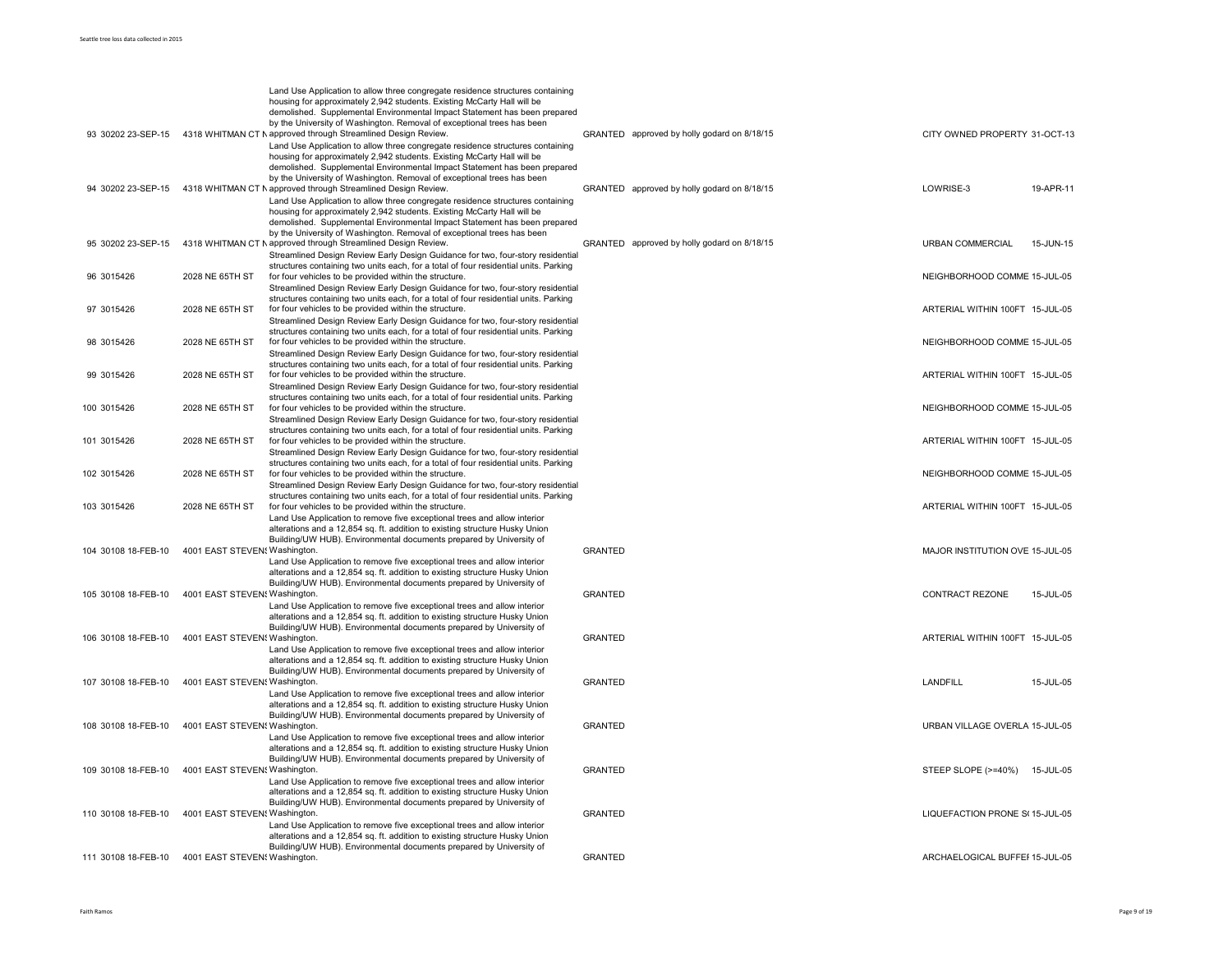| | | | | | | | |
|---|---|---|---|---|---|---|---|
| 93 | 30202 | 23-SEP-15 | 4318 WHITMAN CT N | Land Use Application to allow three congregate residence structures containing housing for approximately 2,942 students. Existing McCarty Hall will be demolished. Supplemental Environmental Impact Statement has been prepared by the University of Washington. Removal of exceptional trees has been approved through Streamlined Design Review. | GRANTED | approved by holly godard on 8/18/15 | CITY OWNED PROPERTY | 31-OCT-13 |
| 94 | 30202 | 23-SEP-15 | 4318 WHITMAN CT N | Land Use Application to allow three congregate residence structures containing housing for approximately 2,942 students. Existing McCarty Hall will be demolished. Supplemental Environmental Impact Statement has been prepared by the University of Washington. Removal of exceptional trees has been approved through Streamlined Design Review. | GRANTED | approved by holly godard on 8/18/15 | LOWRISE-3 | 19-APR-11 |
| 95 | 30202 | 23-SEP-15 | 4318 WHITMAN CT N | Land Use Application to allow three congregate residence structures containing housing for approximately 2,942 students. Existing McCarty Hall will be demolished. Supplemental Environmental Impact Statement has been prepared by the University of Washington. Removal of exceptional trees has been approved through Streamlined Design Review. | GRANTED | approved by holly godard on 8/18/15 | URBAN COMMERCIAL | 15-JUN-15 |
| 96 | 3015426 | | 2028 NE 65TH ST | Streamlined Design Review Early Design Guidance for two, four-story residential structures containing two units each, for a total of four residential units. Parking for four vehicles to be provided within the structure. | | | NEIGHBORHOOD COMME | 15-JUL-05 |
| 97 | 3015426 | | 2028 NE 65TH ST | Streamlined Design Review Early Design Guidance for two, four-story residential structures containing two units each, for a total of four residential units. Parking for four vehicles to be provided within the structure. | | | ARTERIAL WITHIN 100FT | 15-JUL-05 |
| 98 | 3015426 | | 2028 NE 65TH ST | Streamlined Design Review Early Design Guidance for two, four-story residential structures containing two units each, for a total of four residential units. Parking for four vehicles to be provided within the structure. | | | NEIGHBORHOOD COMME | 15-JUL-05 |
| 99 | 3015426 | | 2028 NE 65TH ST | Streamlined Design Review Early Design Guidance for two, four-story residential structures containing two units each, for a total of four residential units. Parking for four vehicles to be provided within the structure. | | | ARTERIAL WITHIN 100FT | 15-JUL-05 |
| 100 | 3015426 | | 2028 NE 65TH ST | Streamlined Design Review Early Design Guidance for two, four-story residential structures containing two units each, for a total of four residential units. Parking for four vehicles to be provided within the structure. | | | NEIGHBORHOOD COMME | 15-JUL-05 |
| 101 | 3015426 | | 2028 NE 65TH ST | Streamlined Design Review Early Design Guidance for two, four-story residential structures containing two units each, for a total of four residential units. Parking for four vehicles to be provided within the structure. | | | ARTERIAL WITHIN 100FT | 15-JUL-05 |
| 102 | 3015426 | | 2028 NE 65TH ST | Streamlined Design Review Early Design Guidance for two, four-story residential structures containing two units each, for a total of four residential units. Parking for four vehicles to be provided within the structure. | | | NEIGHBORHOOD COMME | 15-JUL-05 |
| 103 | 3015426 | | 2028 NE 65TH ST | Streamlined Design Review Early Design Guidance for two, four-story residential structures containing two units each, for a total of four residential units. Parking for four vehicles to be provided within the structure. | | | ARTERIAL WITHIN 100FT | 15-JUL-05 |
| 104 | 30108 | 18-FEB-10 | 4001 EAST STEVENS | Land Use Application to remove five exceptional trees and allow interior alterations and a 12,854 sq. ft. addition to existing structure Husky Union Building/UW HUB). Environmental documents prepared by University of Washington. | GRANTED | | MAJOR INSTITUTION OVE | 15-JUL-05 |
| 105 | 30108 | 18-FEB-10 | 4001 EAST STEVENS | Land Use Application to remove five exceptional trees and allow interior alterations and a 12,854 sq. ft. addition to existing structure Husky Union Building/UW HUB). Environmental documents prepared by University of Washington. | GRANTED | | CONTRACT REZONE | 15-JUL-05 |
| 106 | 30108 | 18-FEB-10 | 4001 EAST STEVENS | Land Use Application to remove five exceptional trees and allow interior alterations and a 12,854 sq. ft. addition to existing structure Husky Union Building/UW HUB). Environmental documents prepared by University of Washington. | GRANTED | | ARTERIAL WITHIN 100FT | 15-JUL-05 |
| 107 | 30108 | 18-FEB-10 | 4001 EAST STEVENS | Land Use Application to remove five exceptional trees and allow interior alterations and a 12,854 sq. ft. addition to existing structure Husky Union Building/UW HUB). Environmental documents prepared by University of Washington. | GRANTED | | LANDFILL | 15-JUL-05 |
| 108 | 30108 | 18-FEB-10 | 4001 EAST STEVENS | Land Use Application to remove five exceptional trees and allow interior alterations and a 12,854 sq. ft. addition to existing structure Husky Union Building/UW HUB). Environmental documents prepared by University of Washington. | GRANTED | | URBAN VILLAGE OVERLA | 15-JUL-05 |
| 109 | 30108 | 18-FEB-10 | 4001 EAST STEVENS | Land Use Application to remove five exceptional trees and allow interior alterations and a 12,854 sq. ft. addition to existing structure Husky Union Building/UW HUB). Environmental documents prepared by University of Washington. | GRANTED | | STEEP SLOPE (>=40%) | 15-JUL-05 |
| 110 | 30108 | 18-FEB-10 | 4001 EAST STEVENS | Land Use Application to remove five exceptional trees and allow interior alterations and a 12,854 sq. ft. addition to existing structure Husky Union Building/UW HUB). Environmental documents prepared by University of Washington. | GRANTED | | LIQUEFACTION PRONE S | 15-JUL-05 |
| 111 | 30108 | 18-FEB-10 | 4001 EAST STEVENS | Land Use Application to remove five exceptional trees and allow interior alterations and a 12,854 sq. ft. addition to existing structure Husky Union Building/UW HUB). Environmental documents prepared by University of Washington. | GRANTED | | ARCHAEOLOGICAL BUFFE | 15-JUL-05 |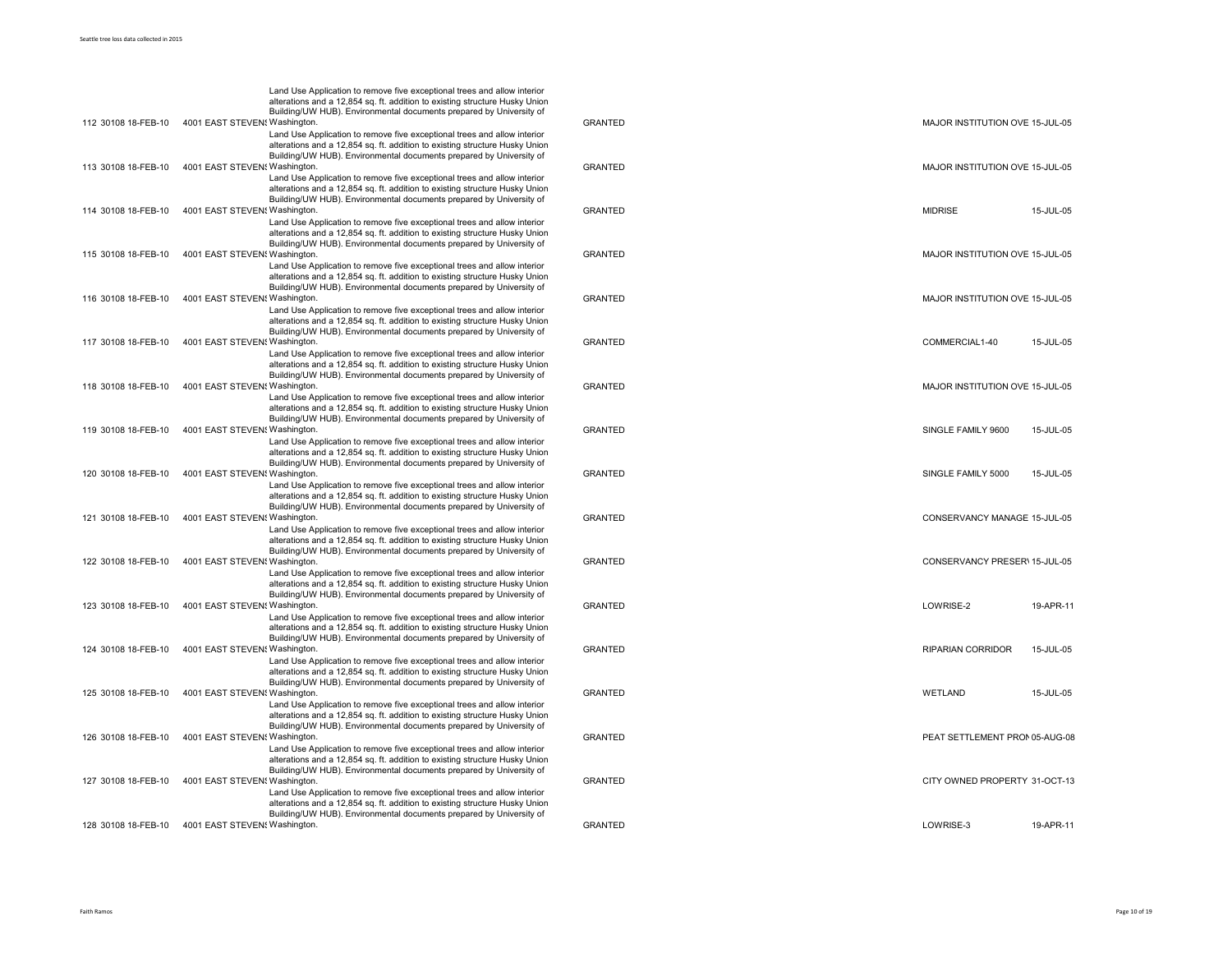| | | | | | | | |
|---|---|---|---|---|---|---|---|
| 112 | 30108 | 18-FEB-10 | 4001 EAST STEVENS Washington. | Land Use Application to remove five exceptional trees and allow interior alterations and a 12,854 sq. ft. addition to existing structure Husky Union Building/UW HUB). Environmental documents prepared by University of Washington. | GRANTED | MAJOR INSTITUTION OVE | 15-JUL-05 |
| 113 | 30108 | 18-FEB-10 | 4001 EAST STEVENS Washington. | Land Use Application to remove five exceptional trees and allow interior alterations and a 12,854 sq. ft. addition to existing structure Husky Union Building/UW HUB). Environmental documents prepared by University of Washington. | GRANTED | MAJOR INSTITUTION OVE | 15-JUL-05 |
| 114 | 30108 | 18-FEB-10 | 4001 EAST STEVENS Washington. | Land Use Application to remove five exceptional trees and allow interior alterations and a 12,854 sq. ft. addition to existing structure Husky Union Building/UW HUB). Environmental documents prepared by University of Washington. | GRANTED | MIDRISE | 15-JUL-05 |
| 115 | 30108 | 18-FEB-10 | 4001 EAST STEVENS Washington. | Land Use Application to remove five exceptional trees and allow interior alterations and a 12,854 sq. ft. addition to existing structure Husky Union Building/UW HUB). Environmental documents prepared by University of Washington. | GRANTED | MAJOR INSTITUTION OVE | 15-JUL-05 |
| 116 | 30108 | 18-FEB-10 | 4001 EAST STEVENS Washington. | Land Use Application to remove five exceptional trees and allow interior alterations and a 12,854 sq. ft. addition to existing structure Husky Union Building/UW HUB). Environmental documents prepared by University of Washington. | GRANTED | MAJOR INSTITUTION OVE | 15-JUL-05 |
| 117 | 30108 | 18-FEB-10 | 4001 EAST STEVENS Washington. | Land Use Application to remove five exceptional trees and allow interior alterations and a 12,854 sq. ft. addition to existing structure Husky Union Building/UW HUB). Environmental documents prepared by University of Washington. | GRANTED | COMMERCIAL1-40 | 15-JUL-05 |
| 118 | 30108 | 18-FEB-10 | 4001 EAST STEVENS Washington. | Land Use Application to remove five exceptional trees and allow interior alterations and a 12,854 sq. ft. addition to existing structure Husky Union Building/UW HUB). Environmental documents prepared by University of Washington. | GRANTED | MAJOR INSTITUTION OVE | 15-JUL-05 |
| 119 | 30108 | 18-FEB-10 | 4001 EAST STEVENS Washington. | Land Use Application to remove five exceptional trees and allow interior alterations and a 12,854 sq. ft. addition to existing structure Husky Union Building/UW HUB). Environmental documents prepared by University of Washington. | GRANTED | SINGLE FAMILY 9600 | 15-JUL-05 |
| 120 | 30108 | 18-FEB-10 | 4001 EAST STEVENS Washington. | Land Use Application to remove five exceptional trees and allow interior alterations and a 12,854 sq. ft. addition to existing structure Husky Union Building/UW HUB). Environmental documents prepared by University of Washington. | GRANTED | SINGLE FAMILY 5000 | 15-JUL-05 |
| 121 | 30108 | 18-FEB-10 | 4001 EAST STEVENS Washington. | Land Use Application to remove five exceptional trees and allow interior alterations and a 12,854 sq. ft. addition to existing structure Husky Union Building/UW HUB). Environmental documents prepared by University of Washington. | GRANTED | CONSERVANCY MANAGE | 15-JUL-05 |
| 122 | 30108 | 18-FEB-10 | 4001 EAST STEVENS Washington. | Land Use Application to remove five exceptional trees and allow interior alterations and a 12,854 sq. ft. addition to existing structure Husky Union Building/UW HUB). Environmental documents prepared by University of Washington. | GRANTED | CONSERVANCY PRESERV | 15-JUL-05 |
| 123 | 30108 | 18-FEB-10 | 4001 EAST STEVENS Washington. | Land Use Application to remove five exceptional trees and allow interior alterations and a 12,854 sq. ft. addition to existing structure Husky Union Building/UW HUB). Environmental documents prepared by University of Washington. | GRANTED | LOWRISE-2 | 19-APR-11 |
| 124 | 30108 | 18-FEB-10 | 4001 EAST STEVENS Washington. | Land Use Application to remove five exceptional trees and allow interior alterations and a 12,854 sq. ft. addition to existing structure Husky Union Building/UW HUB). Environmental documents prepared by University of Washington. | GRANTED | RIPARIAN CORRIDOR | 15-JUL-05 |
| 125 | 30108 | 18-FEB-10 | 4001 EAST STEVENS Washington. | Land Use Application to remove five exceptional trees and allow interior alterations and a 12,854 sq. ft. addition to existing structure Husky Union Building/UW HUB). Environmental documents prepared by University of Washington. | GRANTED | WETLAND | 15-JUL-05 |
| 126 | 30108 | 18-FEB-10 | 4001 EAST STEVENS Washington. | Land Use Application to remove five exceptional trees and allow interior alterations and a 12,854 sq. ft. addition to existing structure Husky Union Building/UW HUB). Environmental documents prepared by University of Washington. | GRANTED | PEAT SETTLEMENT PRON | 05-AUG-08 |
| 127 | 30108 | 18-FEB-10 | 4001 EAST STEVENS Washington. | Land Use Application to remove five exceptional trees and allow interior alterations and a 12,854 sq. ft. addition to existing structure Husky Union Building/UW HUB). Environmental documents prepared by University of Washington. | GRANTED | CITY OWNED PROPERTY | 31-OCT-13 |
| 128 | 30108 | 18-FEB-10 | 4001 EAST STEVENS Washington. | Land Use Application to remove five exceptional trees and allow interior alterations and a 12,854 sq. ft. addition to existing structure Husky Union Building/UW HUB). Environmental documents prepared by University of Washington. | GRANTED | LOWRISE-3 | 19-APR-11 |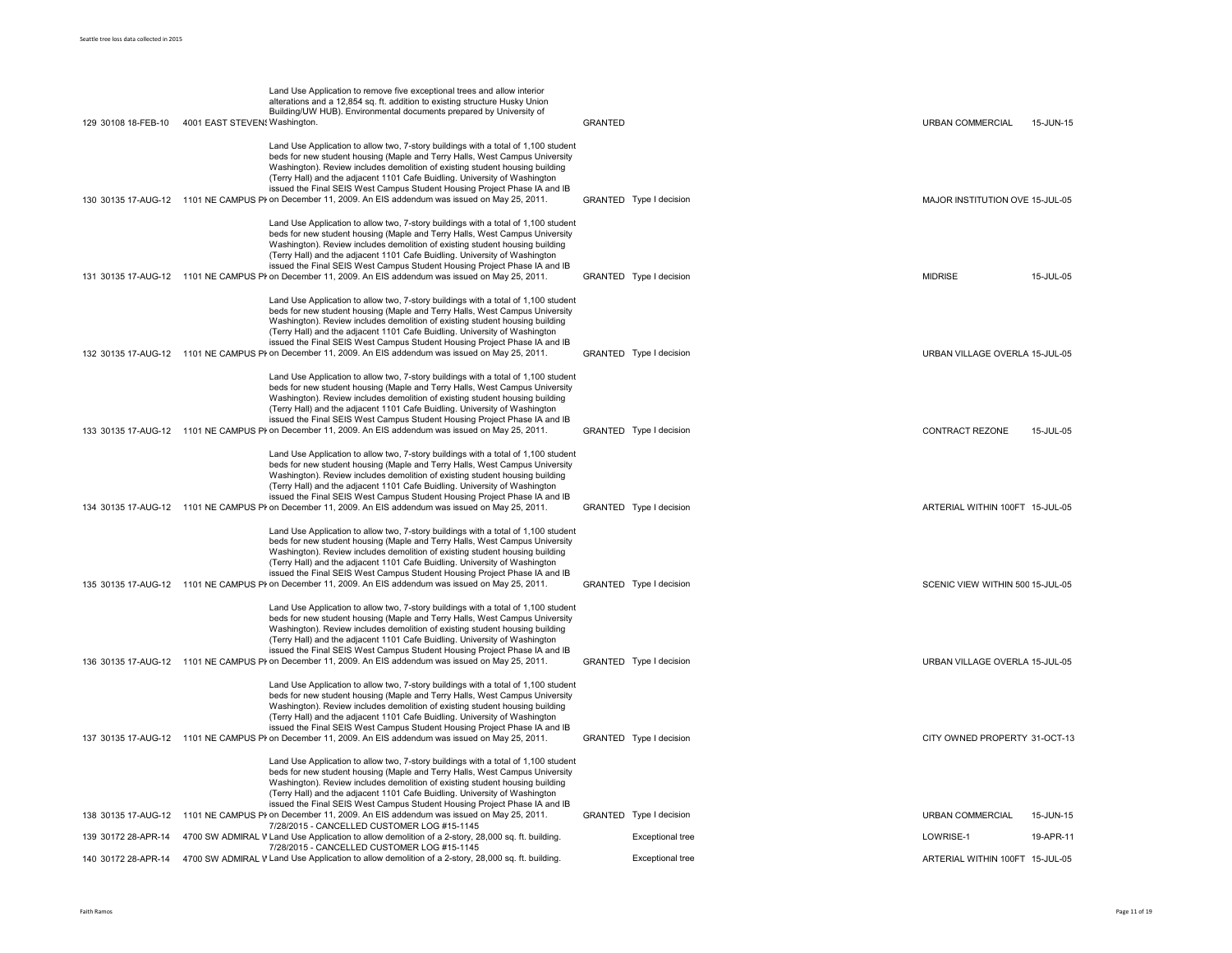| | | | | | | | | |
|---|---|---|---|---|---|---|---|---|
| 129 | 30108 | 18-FEB-10 | 4001 EAST STEVENS | Land Use Application to remove five exceptional trees and allow interior alterations and a 12,854 sq. ft. addition to existing structure Husky Union Building/UW HUB). Environmental documents prepared by University of Washington. | GRANTED | | URBAN COMMERCIAL | 15-JUN-15 |
| 130 | 30135 | 17-AUG-12 | 1101 NE CAMPUS PI | Land Use Application to allow two, 7-story buildings with a total of 1,100 student beds for new student housing (Maple and Terry Halls, West Campus University Washington). Review includes demolition of existing student housing building (Terry Hall) and the adjacent 1101 Cafe Buidling. University of Washington issued the Final SEIS West Campus Student Housing Project Phase IA and IB on December 11, 2009. An EIS addendum was issued on May 25, 2011. | GRANTED | Type I decision | MAJOR INSTITUTION OVE | 15-JUL-05 |
| 131 | 30135 | 17-AUG-12 | 1101 NE CAMPUS PI | Land Use Application to allow two, 7-story buildings with a total of 1,100 student beds for new student housing (Maple and Terry Halls, West Campus University Washington). Review includes demolition of existing student housing building (Terry Hall) and the adjacent 1101 Cafe Buidling. University of Washington issued the Final SEIS West Campus Student Housing Project Phase IA and IB on December 11, 2009. An EIS addendum was issued on May 25, 2011. | GRANTED | Type I decision | MIDRISE | 15-JUL-05 |
| 132 | 30135 | 17-AUG-12 | 1101 NE CAMPUS PI | Land Use Application to allow two, 7-story buildings with a total of 1,100 student beds for new student housing (Maple and Terry Halls, West Campus University Washington). Review includes demolition of existing student housing building (Terry Hall) and the adjacent 1101 Cafe Buidling. University of Washington issued the Final SEIS West Campus Student Housing Project Phase IA and IB on December 11, 2009. An EIS addendum was issued on May 25, 2011. | GRANTED | Type I decision | URBAN VILLAGE OVERLA | 15-JUL-05 |
| 133 | 30135 | 17-AUG-12 | 1101 NE CAMPUS PI | Land Use Application to allow two, 7-story buildings with a total of 1,100 student beds for new student housing (Maple and Terry Halls, West Campus University Washington). Review includes demolition of existing student housing building (Terry Hall) and the adjacent 1101 Cafe Buidling. University of Washington issued the Final SEIS West Campus Student Housing Project Phase IA and IB on December 11, 2009. An EIS addendum was issued on May 25, 2011. | GRANTED | Type I decision | CONTRACT REZONE | 15-JUL-05 |
| 134 | 30135 | 17-AUG-12 | 1101 NE CAMPUS PI | Land Use Application to allow two, 7-story buildings with a total of 1,100 student beds for new student housing (Maple and Terry Halls, West Campus University Washington). Review includes demolition of existing student housing building (Terry Hall) and the adjacent 1101 Cafe Buidling. University of Washington issued the Final SEIS West Campus Student Housing Project Phase IA and IB on December 11, 2009. An EIS addendum was issued on May 25, 2011. | GRANTED | Type I decision | ARTERIAL WITHIN 100FT | 15-JUL-05 |
| 135 | 30135 | 17-AUG-12 | 1101 NE CAMPUS PI | Land Use Application to allow two, 7-story buildings with a total of 1,100 student beds for new student housing (Maple and Terry Halls, West Campus University Washington). Review includes demolition of existing student housing building (Terry Hall) and the adjacent 1101 Cafe Buidling. University of Washington issued the Final SEIS West Campus Student Housing Project Phase IA and IB on December 11, 2009. An EIS addendum was issued on May 25, 2011. | GRANTED | Type I decision | SCENIC VIEW WITHIN 500 | 15-JUL-05 |
| 136 | 30135 | 17-AUG-12 | 1101 NE CAMPUS PI | Land Use Application to allow two, 7-story buildings with a total of 1,100 student beds for new student housing (Maple and Terry Halls, West Campus University Washington). Review includes demolition of existing student housing building (Terry Hall) and the adjacent 1101 Cafe Buidling. University of Washington issued the Final SEIS West Campus Student Housing Project Phase IA and IB on December 11, 2009. An EIS addendum was issued on May 25, 2011. | GRANTED | Type I decision | URBAN VILLAGE OVERLA | 15-JUL-05 |
| 137 | 30135 | 17-AUG-12 | 1101 NE CAMPUS PI | Land Use Application to allow two, 7-story buildings with a total of 1,100 student beds for new student housing (Maple and Terry Halls, West Campus University Washington). Review includes demolition of existing student housing building (Terry Hall) and the adjacent 1101 Cafe Buidling. University of Washington issued the Final SEIS West Campus Student Housing Project Phase IA and IB on December 11, 2009. An EIS addendum was issued on May 25, 2011. | GRANTED | Type I decision | CITY OWNED PROPERTY | 31-OCT-13 |
| 138 | 30135 | 17-AUG-12 | 1101 NE CAMPUS PI | Land Use Application to allow two, 7-story buildings with a total of 1,100 student beds for new student housing (Maple and Terry Halls, West Campus University Washington). Review includes demolition of existing student housing building (Terry Hall) and the adjacent 1101 Cafe Buidling. University of Washington issued the Final SEIS West Campus Student Housing Project Phase IA and IB on December 11, 2009. An EIS addendum was issued on May 25, 2011. | GRANTED | Type I decision | URBAN COMMERCIAL | 15-JUN-15 |
| 139 | 30172 | 28-APR-14 | 4700 SW ADMIRAL W | 7/28/2015 - CANCELLED CUSTOMER LOG #15-1145 Land Use Application to allow demolition of a 2-story, 28,000 sq. ft. building. | | Exceptional tree | LOWRISE-1 | 19-APR-11 |
| 140 | 30172 | 28-APR-14 | 4700 SW ADMIRAL W | 7/28/2015 - CANCELLED CUSTOMER LOG #15-1145 Land Use Application to allow demolition of a 2-story, 28,000 sq. ft. building. | | Exceptional tree | ARTERIAL WITHIN 100FT | 15-JUL-05 |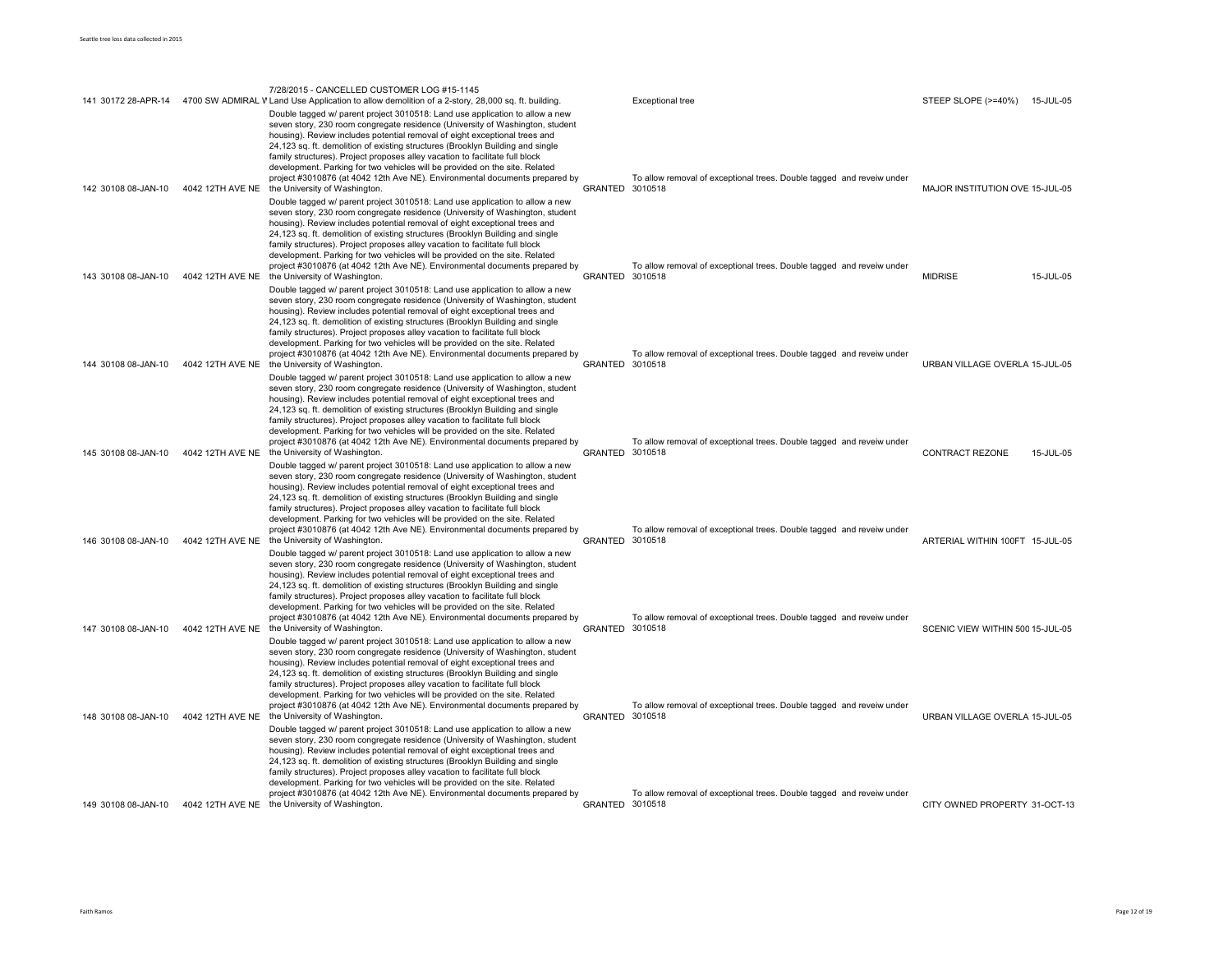| | | | | | | | | |
|---|---|---|---|---|---|---|---|---|
| 141 | 30172 | 28-APR-14 | 4700 SW ADMIRAL W | 7/28/2015 - CANCELLED CUSTOMER LOG #15-1145 Land Use Application to allow demolition of a 2-story, 28,000 sq. ft. building. | | Exceptional tree | STEEP SLOPE (>=40%) | 15-JUL-05 |
| 142 | 30108 | 08-JAN-10 | 4042 12TH AVE NE | Double tagged w/ parent project 3010518: Land use application to allow a new seven story, 230 room congregate residence (University of Washington, student housing). Review includes potential removal of eight exceptional trees and 24,123 sq. ft. demolition of existing structures (Brooklyn Building and single family structures). Project proposes alley vacation to facilitate full block development. Parking for two vehicles will be provided on the site. Related project #3010876 (at 4042 12th Ave NE). Environmental documents prepared by the University of Washington. | GRANTED | To allow removal of exceptional trees. Double tagged and reveiw under 3010518 | MAJOR INSTITUTION OVE | 15-JUL-05 |
| 143 | 30108 | 08-JAN-10 | 4042 12TH AVE NE | Double tagged w/ parent project 3010518: Land use application to allow a new seven story, 230 room congregate residence (University of Washington, student housing). Review includes potential removal of eight exceptional trees and 24,123 sq. ft. demolition of existing structures (Brooklyn Building and single family structures). Project proposes alley vacation to facilitate full block development. Parking for two vehicles will be provided on the site. Related project #3010876 (at 4042 12th Ave NE). Environmental documents prepared by the University of Washington. | GRANTED | To allow removal of exceptional trees. Double tagged and reveiw under 3010518 | MIDRISE | 15-JUL-05 |
| 144 | 30108 | 08-JAN-10 | 4042 12TH AVE NE | Double tagged w/ parent project 3010518: Land use application to allow a new seven story, 230 room congregate residence (University of Washington, student housing). Review includes potential removal of eight exceptional trees and 24,123 sq. ft. demolition of existing structures (Brooklyn Building and single family structures). Project proposes alley vacation to facilitate full block development. Parking for two vehicles will be provided on the site. Related project #3010876 (at 4042 12th Ave NE). Environmental documents prepared by the University of Washington. | GRANTED | To allow removal of exceptional trees. Double tagged and reveiw under 3010518 | URBAN VILLAGE OVERLA | 15-JUL-05 |
| 145 | 30108 | 08-JAN-10 | 4042 12TH AVE NE | Double tagged w/ parent project 3010518: Land use application to allow a new seven story, 230 room congregate residence (University of Washington, student housing). Review includes potential removal of eight exceptional trees and 24,123 sq. ft. demolition of existing structures (Brooklyn Building and single family structures). Project proposes alley vacation to facilitate full block development. Parking for two vehicles will be provided on the site. Related project #3010876 (at 4042 12th Ave NE). Environmental documents prepared by the University of Washington. | GRANTED | To allow removal of exceptional trees. Double tagged and reveiw under 3010518 | CONTRACT REZONE | 15-JUL-05 |
| 146 | 30108 | 08-JAN-10 | 4042 12TH AVE NE | Double tagged w/ parent project 3010518: Land use application to allow a new seven story, 230 room congregate residence (University of Washington, student housing). Review includes potential removal of eight exceptional trees and 24,123 sq. ft. demolition of existing structures (Brooklyn Building and single family structures). Project proposes alley vacation to facilitate full block development. Parking for two vehicles will be provided on the site. Related project #3010876 (at 4042 12th Ave NE). Environmental documents prepared by the University of Washington. | GRANTED | To allow removal of exceptional trees. Double tagged and reveiw under 3010518 | ARTERIAL WITHIN 100FT | 15-JUL-05 |
| 147 | 30108 | 08-JAN-10 | 4042 12TH AVE NE | Double tagged w/ parent project 3010518: Land use application to allow a new seven story, 230 room congregate residence (University of Washington, student housing). Review includes potential removal of eight exceptional trees and 24,123 sq. ft. demolition of existing structures (Brooklyn Building and single family structures). Project proposes alley vacation to facilitate full block development. Parking for two vehicles will be provided on the site. Related project #3010876 (at 4042 12th Ave NE). Environmental documents prepared by the University of Washington. | GRANTED | To allow removal of exceptional trees. Double tagged and reveiw under 3010518 | SCENIC VIEW WITHIN 500 | 15-JUL-05 |
| 148 | 30108 | 08-JAN-10 | 4042 12TH AVE NE | Double tagged w/ parent project 3010518: Land use application to allow a new seven story, 230 room congregate residence (University of Washington, student housing). Review includes potential removal of eight exceptional trees and 24,123 sq. ft. demolition of existing structures (Brooklyn Building and single family structures). Project proposes alley vacation to facilitate full block development. Parking for two vehicles will be provided on the site. Related project #3010876 (at 4042 12th Ave NE). Environmental documents prepared by the University of Washington. | GRANTED | To allow removal of exceptional trees. Double tagged and reveiw under 3010518 | URBAN VILLAGE OVERLA | 15-JUL-05 |
| 149 | 30108 | 08-JAN-10 | 4042 12TH AVE NE | Double tagged w/ parent project 3010518: Land use application to allow a new seven story, 230 room congregate residence (University of Washington, student housing). Review includes potential removal of eight exceptional trees and 24,123 sq. ft. demolition of existing structures (Brooklyn Building and single family structures). Project proposes alley vacation to facilitate full block development. Parking for two vehicles will be provided on the site. Related project #3010876 (at 4042 12th Ave NE). Environmental documents prepared by the University of Washington. | GRANTED | To allow removal of exceptional trees. Double tagged and reveiw under 3010518 | CITY OWNED PROPERTY | 31-OCT-13 |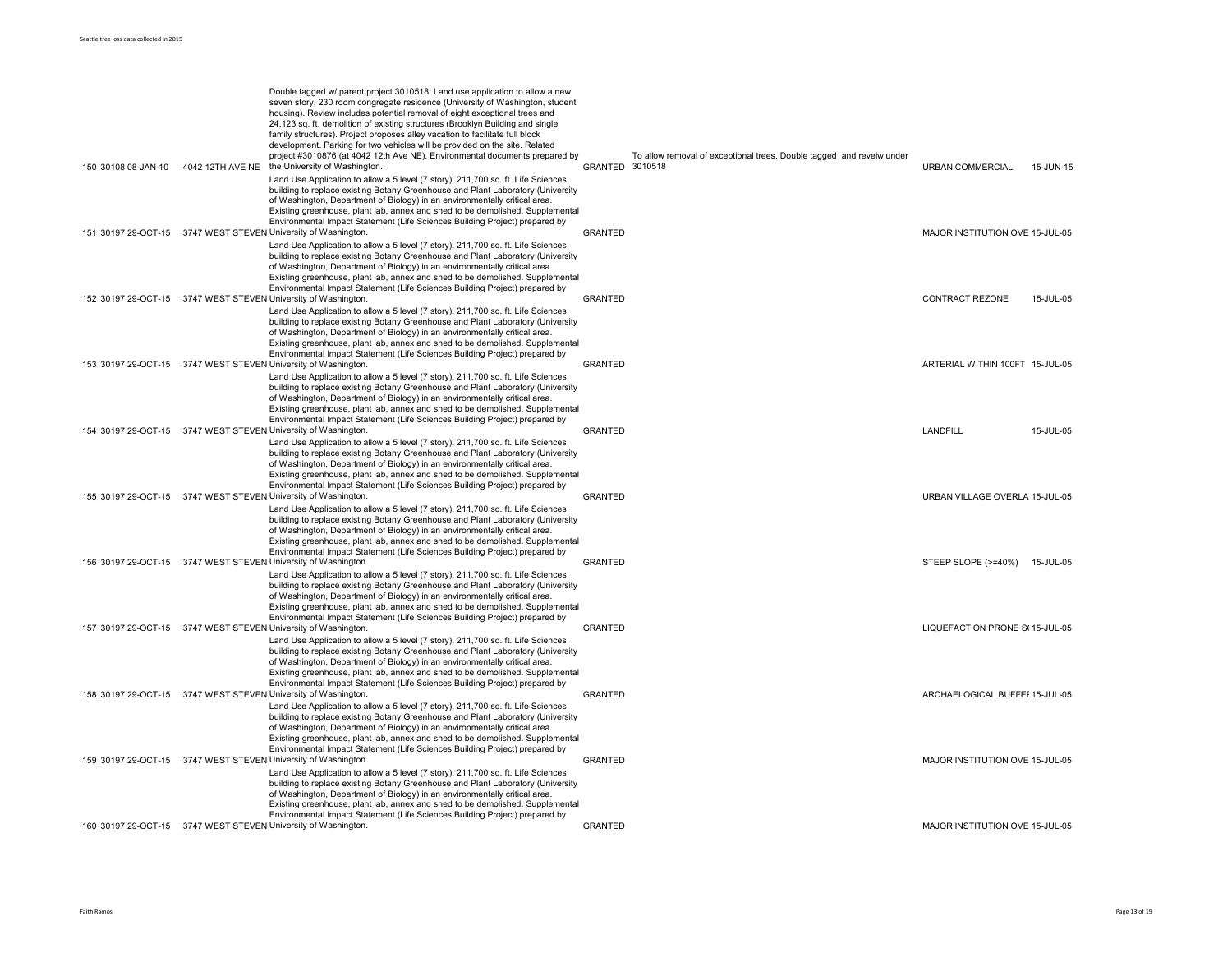| | | | | | | | | |
|---|---|---|---|---|---|---|---|---|
| 150 | 30108 | 08-JAN-10 | 4042 12TH AVE NE | Double tagged w/ parent project 3010518: Land use application to allow a new seven story, 230 room congregate residence (University of Washington, student housing). Review includes potential removal of eight exceptional trees and 24,123 sq. ft. demolition of existing structures (Brooklyn Building and single family structures). Project proposes alley vacation to facilitate full block development. Parking for two vehicles will be provided on the site. Related project #3010876 (at 4042 12th Ave NE). Environmental documents prepared by the University of Washington. | GRANTED | To allow removal of exceptional trees. Double tagged and reveiw under 3010518 | URBAN COMMERCIAL | 15-JUN-15 |
| 151 | 30197 | 29-OCT-15 | 3747 WEST STEVEN | Land Use Application to allow a 5 level (7 story), 211,700 sq. ft. Life Sciences building to replace existing Botany Greenhouse and Plant Laboratory (University of Washington, Department of Biology) in an environmentally critical area. Existing greenhouse, plant lab, annex and shed to be demolished. Supplemental Environmental Impact Statement (Life Sciences Building Project) prepared by University of Washington. | GRANTED | | MAJOR INSTITUTION OVE | 15-JUL-05 |
| 152 | 30197 | 29-OCT-15 | 3747 WEST STEVEN | Land Use Application to allow a 5 level (7 story), 211,700 sq. ft. Life Sciences building to replace existing Botany Greenhouse and Plant Laboratory (University of Washington, Department of Biology) in an environmentally critical area. Existing greenhouse, plant lab, annex and shed to be demolished. Supplemental Environmental Impact Statement (Life Sciences Building Project) prepared by University of Washington. | GRANTED | | CONTRACT REZONE | 15-JUL-05 |
| 153 | 30197 | 29-OCT-15 | 3747 WEST STEVEN | Land Use Application to allow a 5 level (7 story), 211,700 sq. ft. Life Sciences building to replace existing Botany Greenhouse and Plant Laboratory (University of Washington, Department of Biology) in an environmentally critical area. Existing greenhouse, plant lab, annex and shed to be demolished. Supplemental Environmental Impact Statement (Life Sciences Building Project) prepared by University of Washington. | GRANTED | | ARTERIAL WITHIN 100FT | 15-JUL-05 |
| 154 | 30197 | 29-OCT-15 | 3747 WEST STEVEN | Land Use Application to allow a 5 level (7 story), 211,700 sq. ft. Life Sciences building to replace existing Botany Greenhouse and Plant Laboratory (University of Washington, Department of Biology) in an environmentally critical area. Existing greenhouse, plant lab, annex and shed to be demolished. Supplemental Environmental Impact Statement (Life Sciences Building Project) prepared by University of Washington. | GRANTED | | LANDFILL | 15-JUL-05 |
| 155 | 30197 | 29-OCT-15 | 3747 WEST STEVEN | Land Use Application to allow a 5 level (7 story), 211,700 sq. ft. Life Sciences building to replace existing Botany Greenhouse and Plant Laboratory (University of Washington, Department of Biology) in an environmentally critical area. Existing greenhouse, plant lab, annex and shed to be demolished. Supplemental Environmental Impact Statement (Life Sciences Building Project) prepared by University of Washington. | GRANTED | | URBAN VILLAGE OVERLA | 15-JUL-05 |
| 156 | 30197 | 29-OCT-15 | 3747 WEST STEVEN | Land Use Application to allow a 5 level (7 story), 211,700 sq. ft. Life Sciences building to replace existing Botany Greenhouse and Plant Laboratory (University of Washington, Department of Biology) in an environmentally critical area. Existing greenhouse, plant lab, annex and shed to be demolished. Supplemental Environmental Impact Statement (Life Sciences Building Project) prepared by University of Washington. | GRANTED | | STEEP SLOPE (>=40%) | 15-JUL-05 |
| 157 | 30197 | 29-OCT-15 | 3747 WEST STEVEN | Land Use Application to allow a 5 level (7 story), 211,700 sq. ft. Life Sciences building to replace existing Botany Greenhouse and Plant Laboratory (University of Washington, Department of Biology) in an environmentally critical area. Existing greenhouse, plant lab, annex and shed to be demolished. Supplemental Environmental Impact Statement (Life Sciences Building Project) prepared by University of Washington. | GRANTED | | LIQUEFACTION PRONE S( | 15-JUL-05 |
| 158 | 30197 | 29-OCT-15 | 3747 WEST STEVEN | Land Use Application to allow a 5 level (7 story), 211,700 sq. ft. Life Sciences building to replace existing Botany Greenhouse and Plant Laboratory (University of Washington, Department of Biology) in an environmentally critical area. Existing greenhouse, plant lab, annex and shed to be demolished. Supplemental Environmental Impact Statement (Life Sciences Building Project) prepared by University of Washington. | GRANTED | | ARCHAEOLOGICAL BUFFEI | 15-JUL-05 |
| 159 | 30197 | 29-OCT-15 | 3747 WEST STEVEN | Land Use Application to allow a 5 level (7 story), 211,700 sq. ft. Life Sciences building to replace existing Botany Greenhouse and Plant Laboratory (University of Washington, Department of Biology) in an environmentally critical area. Existing greenhouse, plant lab, annex and shed to be demolished. Supplemental Environmental Impact Statement (Life Sciences Building Project) prepared by University of Washington. | GRANTED | | MAJOR INSTITUTION OVE | 15-JUL-05 |
| 160 | 30197 | 29-OCT-15 | 3747 WEST STEVEN | Land Use Application to allow a 5 level (7 story), 211,700 sq. ft. Life Sciences building to replace existing Botany Greenhouse and Plant Laboratory (University of Washington, Department of Biology) in an environmentally critical area. Existing greenhouse, plant lab, annex and shed to be demolished. Supplemental Environmental Impact Statement (Life Sciences Building Project) prepared by University of Washington. | GRANTED | | MAJOR INSTITUTION OVE | 15-JUL-05 |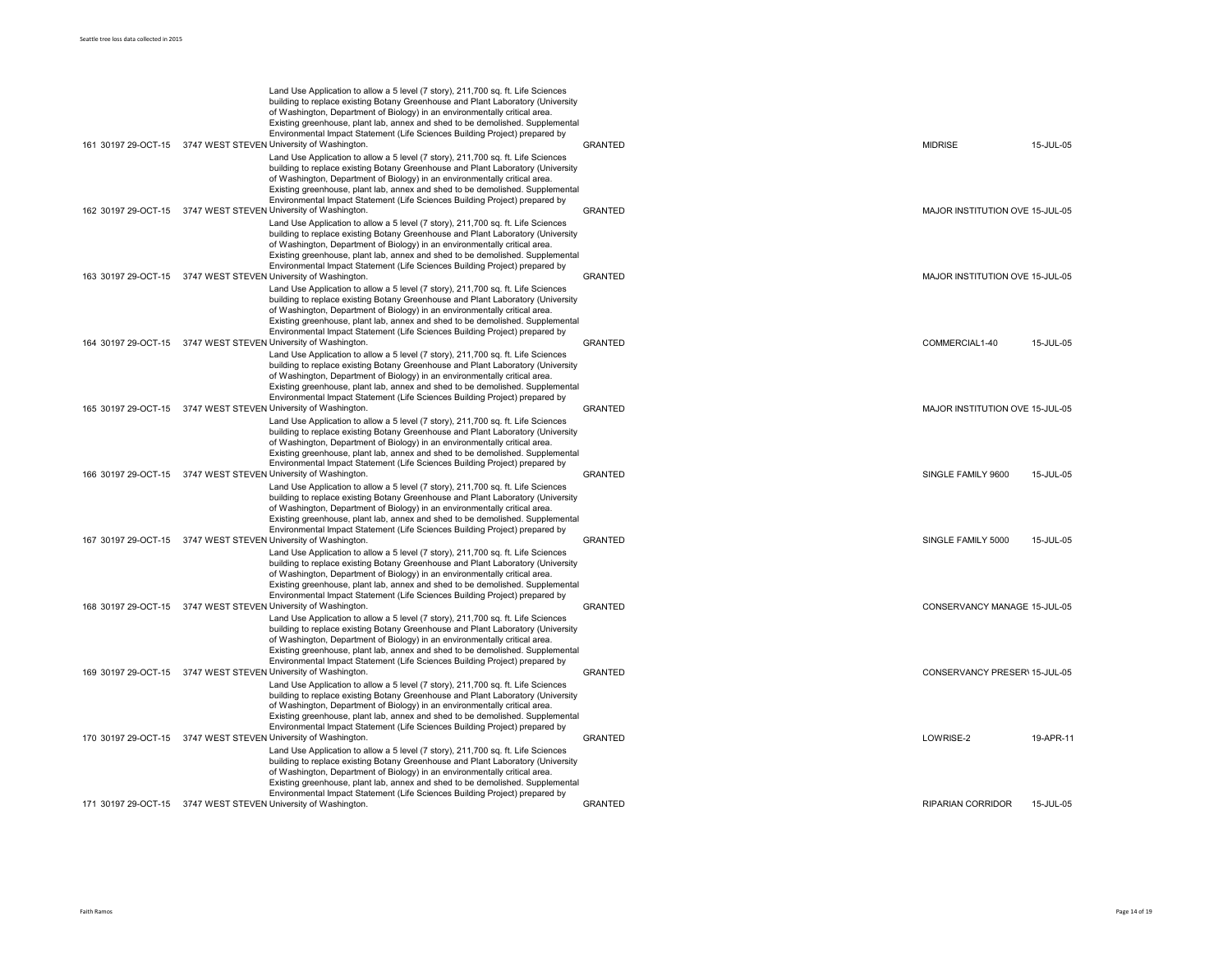| | | | | | | | |
|---|---|---|---|---|---|---|---|
| 161 | 30197 | 29-OCT-15 | 3747 WEST STEVEN | Land Use Application to allow a 5 level (7 story), 211,700 sq. ft. Life Sciences building to replace existing Botany Greenhouse and Plant Laboratory (University of Washington, Department of Biology) in an environmentally critical area. Existing greenhouse, plant lab, annex and shed to be demolished. Supplemental Environmental Impact Statement (Life Sciences Building Project) prepared by University of Washington. | GRANTED | MIDRISE | 15-JUL-05 |
| 162 | 30197 | 29-OCT-15 | 3747 WEST STEVEN | Land Use Application to allow a 5 level (7 story), 211,700 sq. ft. Life Sciences building to replace existing Botany Greenhouse and Plant Laboratory (University of Washington, Department of Biology) in an environmentally critical area. Existing greenhouse, plant lab, annex and shed to be demolished. Supplemental Environmental Impact Statement (Life Sciences Building Project) prepared by University of Washington. | GRANTED | MAJOR INSTITUTION OVE | 15-JUL-05 |
| 163 | 30197 | 29-OCT-15 | 3747 WEST STEVEN | Land Use Application to allow a 5 level (7 story), 211,700 sq. ft. Life Sciences building to replace existing Botany Greenhouse and Plant Laboratory (University of Washington, Department of Biology) in an environmentally critical area. Existing greenhouse, plant lab, annex and shed to be demolished. Supplemental Environmental Impact Statement (Life Sciences Building Project) prepared by University of Washington. | GRANTED | MAJOR INSTITUTION OVE | 15-JUL-05 |
| 164 | 30197 | 29-OCT-15 | 3747 WEST STEVEN | Land Use Application to allow a 5 level (7 story), 211,700 sq. ft. Life Sciences building to replace existing Botany Greenhouse and Plant Laboratory (University of Washington, Department of Biology) in an environmentally critical area. Existing greenhouse, plant lab, annex and shed to be demolished. Supplemental Environmental Impact Statement (Life Sciences Building Project) prepared by University of Washington. | GRANTED | COMMERCIAL1-40 | 15-JUL-05 |
| 165 | 30197 | 29-OCT-15 | 3747 WEST STEVEN | Land Use Application to allow a 5 level (7 story), 211,700 sq. ft. Life Sciences building to replace existing Botany Greenhouse and Plant Laboratory (University of Washington, Department of Biology) in an environmentally critical area. Existing greenhouse, plant lab, annex and shed to be demolished. Supplemental Environmental Impact Statement (Life Sciences Building Project) prepared by University of Washington. | GRANTED | MAJOR INSTITUTION OVE | 15-JUL-05 |
| 166 | 30197 | 29-OCT-15 | 3747 WEST STEVEN | Land Use Application to allow a 5 level (7 story), 211,700 sq. ft. Life Sciences building to replace existing Botany Greenhouse and Plant Laboratory (University of Washington, Department of Biology) in an environmentally critical area. Existing greenhouse, plant lab, annex and shed to be demolished. Supplemental Environmental Impact Statement (Life Sciences Building Project) prepared by University of Washington. | GRANTED | SINGLE FAMILY 9600 | 15-JUL-05 |
| 167 | 30197 | 29-OCT-15 | 3747 WEST STEVEN | Land Use Application to allow a 5 level (7 story), 211,700 sq. ft. Life Sciences building to replace existing Botany Greenhouse and Plant Laboratory (University of Washington, Department of Biology) in an environmentally critical area. Existing greenhouse, plant lab, annex and shed to be demolished. Supplemental Environmental Impact Statement (Life Sciences Building Project) prepared by University of Washington. | GRANTED | SINGLE FAMILY 5000 | 15-JUL-05 |
| 168 | 30197 | 29-OCT-15 | 3747 WEST STEVEN | Land Use Application to allow a 5 level (7 story), 211,700 sq. ft. Life Sciences building to replace existing Botany Greenhouse and Plant Laboratory (University of Washington, Department of Biology) in an environmentally critical area. Existing greenhouse, plant lab, annex and shed to be demolished. Supplemental Environmental Impact Statement (Life Sciences Building Project) prepared by University of Washington. | GRANTED | CONSERVANCY MANAGE | 15-JUL-05 |
| 169 | 30197 | 29-OCT-15 | 3747 WEST STEVEN | Land Use Application to allow a 5 level (7 story), 211,700 sq. ft. Life Sciences building to replace existing Botany Greenhouse and Plant Laboratory (University of Washington, Department of Biology) in an environmentally critical area. Existing greenhouse, plant lab, annex and shed to be demolished. Supplemental Environmental Impact Statement (Life Sciences Building Project) prepared by University of Washington. | GRANTED | CONSERVANCY PRESER\ | 15-JUL-05 |
| 170 | 30197 | 29-OCT-15 | 3747 WEST STEVEN | Land Use Application to allow a 5 level (7 story), 211,700 sq. ft. Life Sciences building to replace existing Botany Greenhouse and Plant Laboratory (University of Washington, Department of Biology) in an environmentally critical area. Existing greenhouse, plant lab, annex and shed to be demolished. Supplemental Environmental Impact Statement (Life Sciences Building Project) prepared by University of Washington. | GRANTED | LOWRISE-2 | 19-APR-11 |
| 171 | 30197 | 29-OCT-15 | 3747 WEST STEVEN | Land Use Application to allow a 5 level (7 story), 211,700 sq. ft. Life Sciences building to replace existing Botany Greenhouse and Plant Laboratory (University of Washington, Department of Biology) in an environmentally critical area. Existing greenhouse, plant lab, annex and shed to be demolished. Supplemental Environmental Impact Statement (Life Sciences Building Project) prepared by University of Washington. | GRANTED | RIPARIAN CORRIDOR | 15-JUL-05 |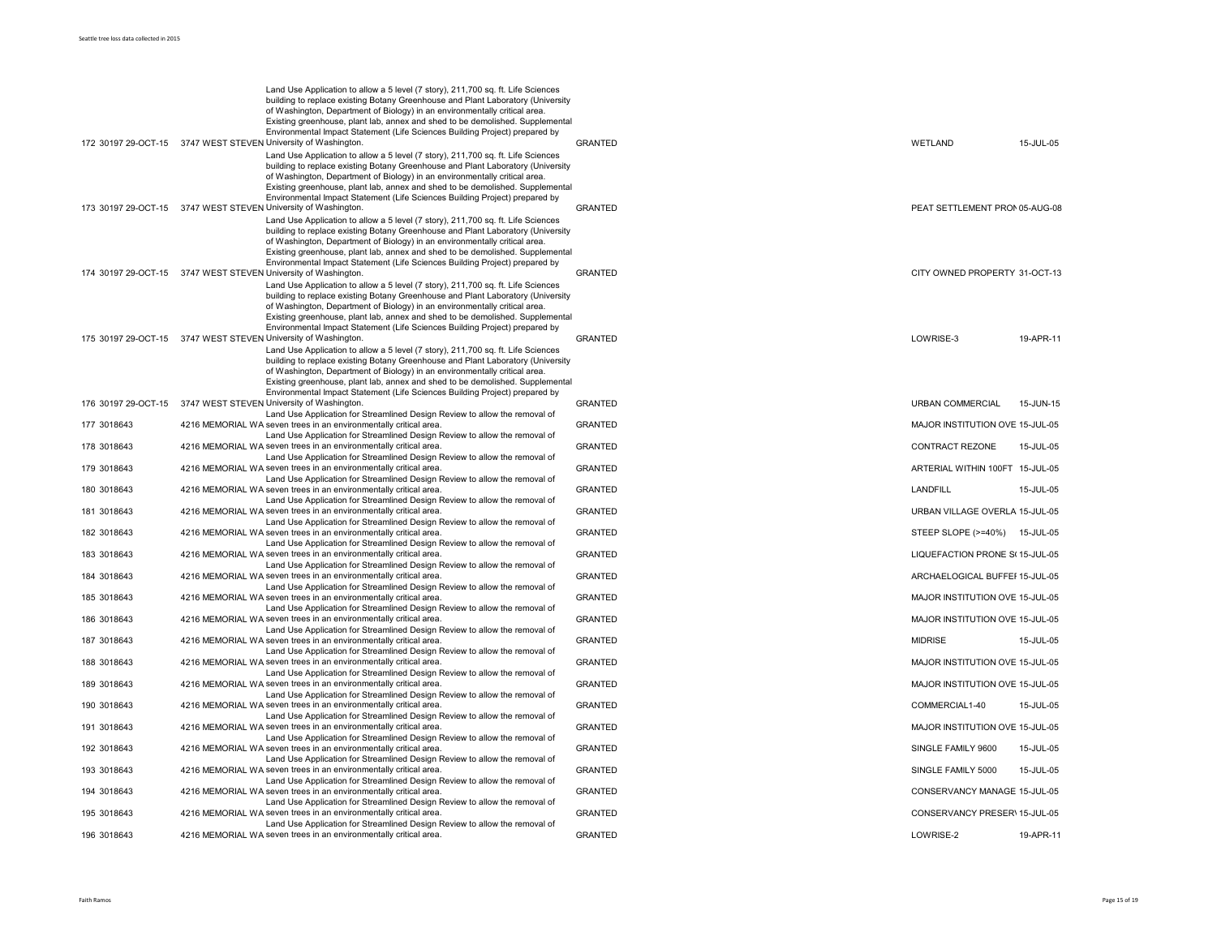| | | | | | | |
|---|---|---|---|---|---|---|
| 172 | 30197 29-OCT-15 | 3747 WEST STEVEN | Land Use Application to allow a 5 level (7 story), 211,700 sq. ft. Life Sciences building to replace existing Botany Greenhouse and Plant Laboratory (University of Washington, Department of Biology) in an environmentally critical area. Existing greenhouse, plant lab, annex and shed to be demolished. Supplemental Environmental Impact Statement (Life Sciences Building Project) prepared by University of Washington. | GRANTED | WETLAND | 15-JUL-05 |
| 173 | 30197 29-OCT-15 | 3747 WEST STEVEN | Land Use Application to allow a 5 level (7 story), 211,700 sq. ft. Life Sciences building to replace existing Botany Greenhouse and Plant Laboratory (University of Washington, Department of Biology) in an environmentally critical area. Existing greenhouse, plant lab, annex and shed to be demolished. Supplemental Environmental Impact Statement (Life Sciences Building Project) prepared by University of Washington. | GRANTED | PEAT SETTLEMENT PRON | 05-AUG-08 |
| 174 | 30197 29-OCT-15 | 3747 WEST STEVEN | Land Use Application to allow a 5 level (7 story), 211,700 sq. ft. Life Sciences building to replace existing Botany Greenhouse and Plant Laboratory (University of Washington, Department of Biology) in an environmentally critical area. Existing greenhouse, plant lab, annex and shed to be demolished. Supplemental Environmental Impact Statement (Life Sciences Building Project) prepared by University of Washington. | GRANTED | CITY OWNED PROPERTY | 31-OCT-13 |
| 175 | 30197 29-OCT-15 | 3747 WEST STEVEN | Land Use Application to allow a 5 level (7 story), 211,700 sq. ft. Life Sciences building to replace existing Botany Greenhouse and Plant Laboratory (University of Washington, Department of Biology) in an environmentally critical area. Existing greenhouse, plant lab, annex and shed to be demolished. Supplemental Environmental Impact Statement (Life Sciences Building Project) prepared by University of Washington. | GRANTED | LOWRISE-3 | 19-APR-11 |
| 176 | 30197 29-OCT-15 | 3747 WEST STEVEN | Land Use Application to allow a 5 level (7 story), 211,700 sq. ft. Life Sciences building to replace existing Botany Greenhouse and Plant Laboratory (University of Washington, Department of Biology) in an environmentally critical area. Existing greenhouse, plant lab, annex and shed to be demolished. Supplemental Environmental Impact Statement (Life Sciences Building Project) prepared by University of Washington. | GRANTED | URBAN COMMERCIAL | 15-JUN-15 |
| 177 | 3018643 | 4216 MEMORIAL WA | Land Use Application for Streamlined Design Review to allow the removal of seven trees in an environmentally critical area. | GRANTED | MAJOR INSTITUTION OVE | 15-JUL-05 |
| 178 | 3018643 | 4216 MEMORIAL WA | Land Use Application for Streamlined Design Review to allow the removal of seven trees in an environmentally critical area. | GRANTED | CONTRACT REZONE | 15-JUL-05 |
| 179 | 3018643 | 4216 MEMORIAL WA | Land Use Application for Streamlined Design Review to allow the removal of seven trees in an environmentally critical area. | GRANTED | ARTERIAL WITHIN 100FT | 15-JUL-05 |
| 180 | 3018643 | 4216 MEMORIAL WA | Land Use Application for Streamlined Design Review to allow the removal of seven trees in an environmentally critical area. | GRANTED | LANDFILL | 15-JUL-05 |
| 181 | 3018643 | 4216 MEMORIAL WA | Land Use Application for Streamlined Design Review to allow the removal of seven trees in an environmentally critical area. | GRANTED | URBAN VILLAGE OVERLA | 15-JUL-05 |
| 182 | 3018643 | 4216 MEMORIAL WA | Land Use Application for Streamlined Design Review to allow the removal of seven trees in an environmentally critical area. | GRANTED | STEEP SLOPE (>=40%) | 15-JUL-05 |
| 183 | 3018643 | 4216 MEMORIAL WA | Land Use Application for Streamlined Design Review to allow the removal of seven trees in an environmentally critical area. | GRANTED | LIQUEFACTION PRONE S( | 15-JUL-05 |
| 184 | 3018643 | 4216 MEMORIAL WA | Land Use Application for Streamlined Design Review to allow the removal of seven trees in an environmentally critical area. | GRANTED | ARCHAELOGICAL BUFFEI | 15-JUL-05 |
| 185 | 3018643 | 4216 MEMORIAL WA | Land Use Application for Streamlined Design Review to allow the removal of seven trees in an environmentally critical area. | GRANTED | MAJOR INSTITUTION OVE | 15-JUL-05 |
| 186 | 3018643 | 4216 MEMORIAL WA | Land Use Application for Streamlined Design Review to allow the removal of seven trees in an environmentally critical area. | GRANTED | MAJOR INSTITUTION OVE | 15-JUL-05 |
| 187 | 3018643 | 4216 MEMORIAL WA | Land Use Application for Streamlined Design Review to allow the removal of seven trees in an environmentally critical area. | GRANTED | MIDRISE | 15-JUL-05 |
| 188 | 3018643 | 4216 MEMORIAL WA | Land Use Application for Streamlined Design Review to allow the removal of seven trees in an environmentally critical area. | GRANTED | MAJOR INSTITUTION OVE | 15-JUL-05 |
| 189 | 3018643 | 4216 MEMORIAL WA | Land Use Application for Streamlined Design Review to allow the removal of seven trees in an environmentally critical area. | GRANTED | MAJOR INSTITUTION OVE | 15-JUL-05 |
| 190 | 3018643 | 4216 MEMORIAL WA | Land Use Application for Streamlined Design Review to allow the removal of seven trees in an environmentally critical area. | GRANTED | COMMERCIAL1-40 | 15-JUL-05 |
| 191 | 3018643 | 4216 MEMORIAL WA | Land Use Application for Streamlined Design Review to allow the removal of seven trees in an environmentally critical area. | GRANTED | MAJOR INSTITUTION OVE | 15-JUL-05 |
| 192 | 3018643 | 4216 MEMORIAL WA | Land Use Application for Streamlined Design Review to allow the removal of seven trees in an environmentally critical area. | GRANTED | SINGLE FAMILY 9600 | 15-JUL-05 |
| 193 | 3018643 | 4216 MEMORIAL WA | Land Use Application for Streamlined Design Review to allow the removal of seven trees in an environmentally critical area. | GRANTED | SINGLE FAMILY 5000 | 15-JUL-05 |
| 194 | 3018643 | 4216 MEMORIAL WA | Land Use Application for Streamlined Design Review to allow the removal of seven trees in an environmentally critical area. | GRANTED | CONSERVANCY MANAGE | 15-JUL-05 |
| 195 | 3018643 | 4216 MEMORIAL WA | Land Use Application for Streamlined Design Review to allow the removal of seven trees in an environmentally critical area. | GRANTED | CONSERVANCY PRESER\ | 15-JUL-05 |
| 196 | 3018643 | 4216 MEMORIAL WA | Land Use Application for Streamlined Design Review to allow the removal of seven trees in an environmentally critical area. | GRANTED | LOWRISE-2 | 19-APR-11 |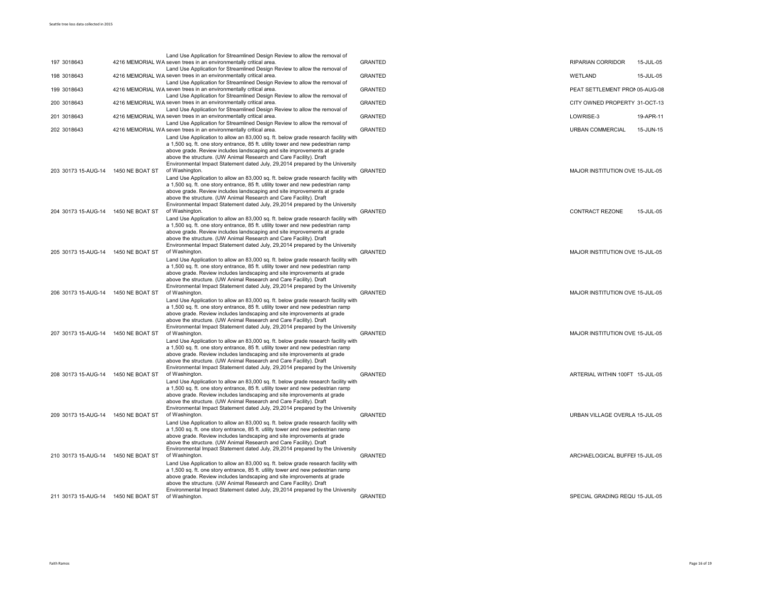| | | | | | | |
|---|---|---|---|---|---|---|
| 197 | 3018643 | 4216 MEMORIAL WA | Land Use Application for Streamlined Design Review to allow the removal of seven trees in an environmentally critical area. | GRANTED | RIPARIAN CORRIDOR | 15-JUL-05 |
| 198 | 3018643 | 4216 MEMORIAL WA | Land Use Application for Streamlined Design Review to allow the removal of seven trees in an environmentally critical area. | GRANTED | WETLAND | 15-JUL-05 |
| 199 | 3018643 | 4216 MEMORIAL WA | Land Use Application for Streamlined Design Review to allow the removal of seven trees in an environmentally critical area. | GRANTED | PEAT SETTLEMENT PRON | 05-AUG-08 |
| 200 | 3018643 | 4216 MEMORIAL WA | Land Use Application for Streamlined Design Review to allow the removal of seven trees in an environmentally critical area. | GRANTED | CITY OWNED PROPERTY | 31-OCT-13 |
| 201 | 3018643 | 4216 MEMORIAL WA | Land Use Application for Streamlined Design Review to allow the removal of seven trees in an environmentally critical area. | GRANTED | LOWRISE-3 | 19-APR-11 |
| 202 | 3018643 | 4216 MEMORIAL WA | Land Use Application for Streamlined Design Review to allow the removal of seven trees in an environmentally critical area. | GRANTED | URBAN COMMERCIAL | 15-JUN-15 |
| 203 | 30173 15-AUG-14 | 1450 NE BOAT ST | Land Use Application to allow an 83,000 sq. ft. below grade research facility with a 1,500 sq. ft. one story entrance, 85 ft. utility tower and new pedestrian ramp above grade. Review includes landscaping and site improvements at grade above the structure. (UW Animal Research and Care Facility). Draft Environmental Impact Statement dated July, 29,2014 prepared by the University of Washington. | GRANTED | MAJOR INSTITUTION OVE | 15-JUL-05 |
| 204 | 30173 15-AUG-14 | 1450 NE BOAT ST | Land Use Application to allow an 83,000 sq. ft. below grade research facility with a 1,500 sq. ft. one story entrance, 85 ft. utility tower and new pedestrian ramp above grade. Review includes landscaping and site improvements at grade above the structure. (UW Animal Research and Care Facility). Draft Environmental Impact Statement dated July, 29,2014 prepared by the University of Washington. | GRANTED | CONTRACT REZONE | 15-JUL-05 |
| 205 | 30173 15-AUG-14 | 1450 NE BOAT ST | Land Use Application to allow an 83,000 sq. ft. below grade research facility with a 1,500 sq. ft. one story entrance, 85 ft. utility tower and new pedestrian ramp above grade. Review includes landscaping and site improvements at grade above the structure. (UW Animal Research and Care Facility). Draft Environmental Impact Statement dated July, 29,2014 prepared by the University of Washington. | GRANTED | MAJOR INSTITUTION OVE | 15-JUL-05 |
| 206 | 30173 15-AUG-14 | 1450 NE BOAT ST | Land Use Application to allow an 83,000 sq. ft. below grade research facility with a 1,500 sq. ft. one story entrance, 85 ft. utility tower and new pedestrian ramp above grade. Review includes landscaping and site improvements at grade above the structure. (UW Animal Research and Care Facility). Draft Environmental Impact Statement dated July, 29,2014 prepared by the University of Washington. | GRANTED | MAJOR INSTITUTION OVE | 15-JUL-05 |
| 207 | 30173 15-AUG-14 | 1450 NE BOAT ST | Land Use Application to allow an 83,000 sq. ft. below grade research facility with a 1,500 sq. ft. one story entrance, 85 ft. utility tower and new pedestrian ramp above grade. Review includes landscaping and site improvements at grade above the structure. (UW Animal Research and Care Facility). Draft Environmental Impact Statement dated July, 29,2014 prepared by the University of Washington. | GRANTED | MAJOR INSTITUTION OVE | 15-JUL-05 |
| 208 | 30173 15-AUG-14 | 1450 NE BOAT ST | Land Use Application to allow an 83,000 sq. ft. below grade research facility with a 1,500 sq. ft. one story entrance, 85 ft. utility tower and new pedestrian ramp above grade. Review includes landscaping and site improvements at grade above the structure. (UW Animal Research and Care Facility). Draft Environmental Impact Statement dated July, 29,2014 prepared by the University of Washington. | GRANTED | ARTERIAL WITHIN 100FT | 15-JUL-05 |
| 209 | 30173 15-AUG-14 | 1450 NE BOAT ST | Land Use Application to allow an 83,000 sq. ft. below grade research facility with a 1,500 sq. ft. one story entrance, 85 ft. utility tower and new pedestrian ramp above grade. Review includes landscaping and site improvements at grade above the structure. (UW Animal Research and Care Facility). Draft Environmental Impact Statement dated July, 29,2014 prepared by the University of Washington. | GRANTED | URBAN VILLAGE OVERLA | 15-JUL-05 |
| 210 | 30173 15-AUG-14 | 1450 NE BOAT ST | Land Use Application to allow an 83,000 sq. ft. below grade research facility with a 1,500 sq. ft. one story entrance, 85 ft. utility tower and new pedestrian ramp above grade. Review includes landscaping and site improvements at grade above the structure. (UW Animal Research and Care Facility). Draft Environmental Impact Statement dated July, 29,2014 prepared by the University of Washington. | GRANTED | ARCHAEOLOGICAL BUFFEI | 15-JUL-05 |
| 211 | 30173 15-AUG-14 | 1450 NE BOAT ST | Land Use Application to allow an 83,000 sq. ft. below grade research facility with a 1,500 sq. ft. one story entrance, 85 ft. utility tower and new pedestrian ramp above grade. Review includes landscaping and site improvements at grade above the structure. (UW Animal Research and Care Facility). Draft Environmental Impact Statement dated July, 29,2014 prepared by the University of Washington. | GRANTED | SPECIAL GRADING REQU | 15-JUL-05 |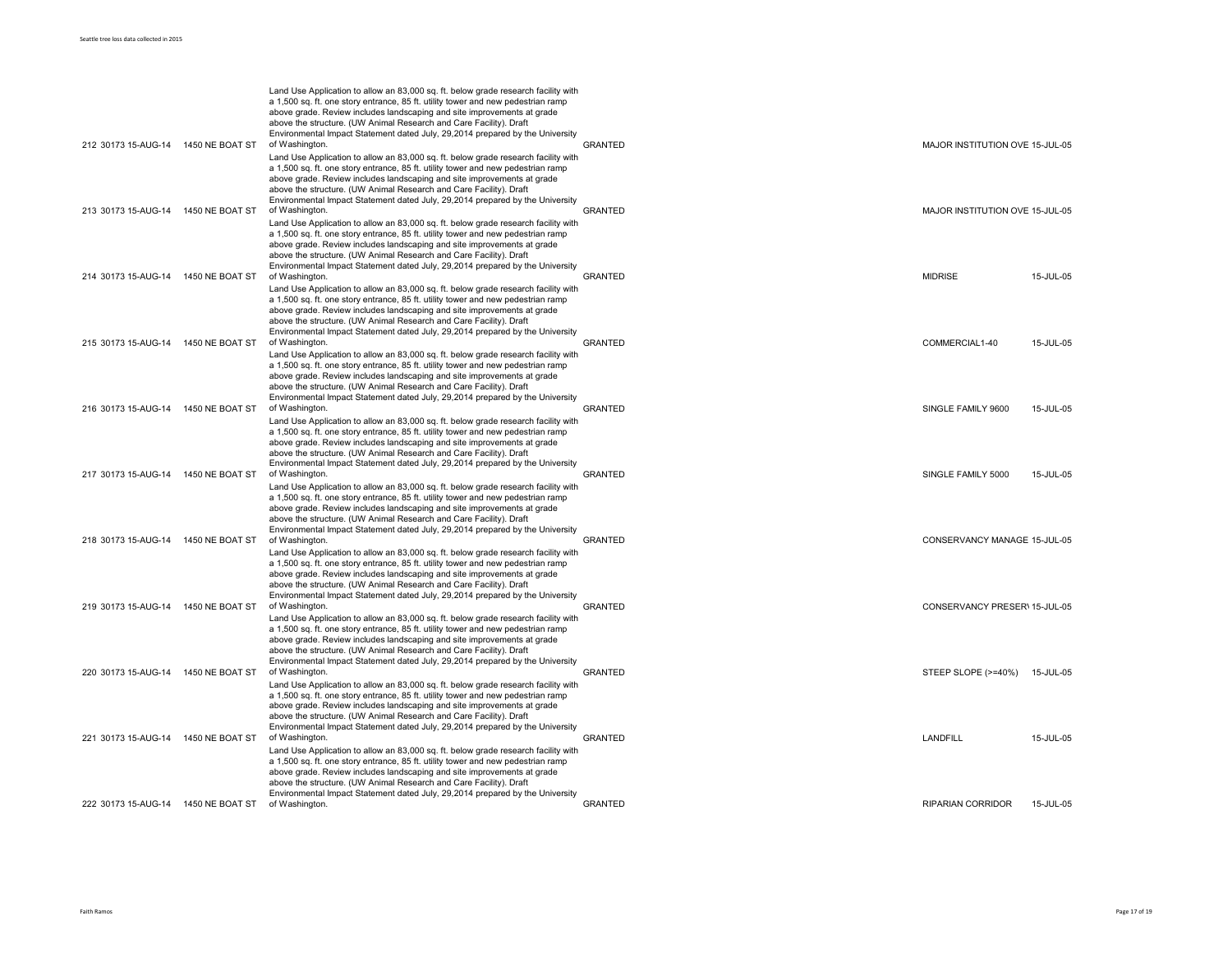| | | | | | | | |
|---|---|---|---|---|---|---|---|
| 212 | 30173 | 15-AUG-14 | 1450 NE BOAT ST | Land Use Application to allow an 83,000 sq. ft. below grade research facility with a 1,500 sq. ft. one story entrance, 85 ft. utility tower and new pedestrian ramp above grade. Review includes landscaping and site improvements at grade above the structure. (UW Animal Research and Care Facility). Draft Environmental Impact Statement dated July, 29,2014 prepared by the University of Washington. | GRANTED | MAJOR INSTITUTION OVE | 15-JUL-05 |
| 213 | 30173 | 15-AUG-14 | 1450 NE BOAT ST | Land Use Application to allow an 83,000 sq. ft. below grade research facility with a 1,500 sq. ft. one story entrance, 85 ft. utility tower and new pedestrian ramp above grade. Review includes landscaping and site improvements at grade above the structure. (UW Animal Research and Care Facility). Draft Environmental Impact Statement dated July, 29,2014 prepared by the University of Washington. | GRANTED | MAJOR INSTITUTION OVE | 15-JUL-05 |
| 214 | 30173 | 15-AUG-14 | 1450 NE BOAT ST | Land Use Application to allow an 83,000 sq. ft. below grade research facility with a 1,500 sq. ft. one story entrance, 85 ft. utility tower and new pedestrian ramp above grade. Review includes landscaping and site improvements at grade above the structure. (UW Animal Research and Care Facility). Draft Environmental Impact Statement dated July, 29,2014 prepared by the University of Washington. | GRANTED | MIDRISE | 15-JUL-05 |
| 215 | 30173 | 15-AUG-14 | 1450 NE BOAT ST | Land Use Application to allow an 83,000 sq. ft. below grade research facility with a 1,500 sq. ft. one story entrance, 85 ft. utility tower and new pedestrian ramp above grade. Review includes landscaping and site improvements at grade above the structure. (UW Animal Research and Care Facility). Draft Environmental Impact Statement dated July, 29,2014 prepared by the University of Washington. | GRANTED | COMMERCIAL1-40 | 15-JUL-05 |
| 216 | 30173 | 15-AUG-14 | 1450 NE BOAT ST | Land Use Application to allow an 83,000 sq. ft. below grade research facility with a 1,500 sq. ft. one story entrance, 85 ft. utility tower and new pedestrian ramp above grade. Review includes landscaping and site improvements at grade above the structure. (UW Animal Research and Care Facility). Draft Environmental Impact Statement dated July, 29,2014 prepared by the University of Washington. | GRANTED | SINGLE FAMILY 9600 | 15-JUL-05 |
| 217 | 30173 | 15-AUG-14 | 1450 NE BOAT ST | Land Use Application to allow an 83,000 sq. ft. below grade research facility with a 1,500 sq. ft. one story entrance, 85 ft. utility tower and new pedestrian ramp above grade. Review includes landscaping and site improvements at grade above the structure. (UW Animal Research and Care Facility). Draft Environmental Impact Statement dated July, 29,2014 prepared by the University of Washington. | GRANTED | SINGLE FAMILY 5000 | 15-JUL-05 |
| 218 | 30173 | 15-AUG-14 | 1450 NE BOAT ST | Land Use Application to allow an 83,000 sq. ft. below grade research facility with a 1,500 sq. ft. one story entrance, 85 ft. utility tower and new pedestrian ramp above grade. Review includes landscaping and site improvements at grade above the structure. (UW Animal Research and Care Facility). Draft Environmental Impact Statement dated July, 29,2014 prepared by the University of Washington. | GRANTED | CONSERVANCY MANAGE | 15-JUL-05 |
| 219 | 30173 | 15-AUG-14 | 1450 NE BOAT ST | Land Use Application to allow an 83,000 sq. ft. below grade research facility with a 1,500 sq. ft. one story entrance, 85 ft. utility tower and new pedestrian ramp above grade. Review includes landscaping and site improvements at grade above the structure. (UW Animal Research and Care Facility). Draft Environmental Impact Statement dated July, 29,2014 prepared by the University of Washington. | GRANTED | CONSERVANCY PRESER\ | 15-JUL-05 |
| 220 | 30173 | 15-AUG-14 | 1450 NE BOAT ST | Land Use Application to allow an 83,000 sq. ft. below grade research facility with a 1,500 sq. ft. one story entrance, 85 ft. utility tower and new pedestrian ramp above grade. Review includes landscaping and site improvements at grade above the structure. (UW Animal Research and Care Facility). Draft Environmental Impact Statement dated July, 29,2014 prepared by the University of Washington. | GRANTED | STEEP SLOPE (>=40%) | 15-JUL-05 |
| 221 | 30173 | 15-AUG-14 | 1450 NE BOAT ST | Land Use Application to allow an 83,000 sq. ft. below grade research facility with a 1,500 sq. ft. one story entrance, 85 ft. utility tower and new pedestrian ramp above grade. Review includes landscaping and site improvements at grade above the structure. (UW Animal Research and Care Facility). Draft Environmental Impact Statement dated July, 29,2014 prepared by the University of Washington. | GRANTED | LANDFILL | 15-JUL-05 |
| 222 | 30173 | 15-AUG-14 | 1450 NE BOAT ST | Land Use Application to allow an 83,000 sq. ft. below grade research facility with a 1,500 sq. ft. one story entrance, 85 ft. utility tower and new pedestrian ramp above grade. Review includes landscaping and site improvements at grade above the structure. (UW Animal Research and Care Facility). Draft Environmental Impact Statement dated July, 29,2014 prepared by the University of Washington. | GRANTED | RIPARIAN CORRIDOR | 15-JUL-05 |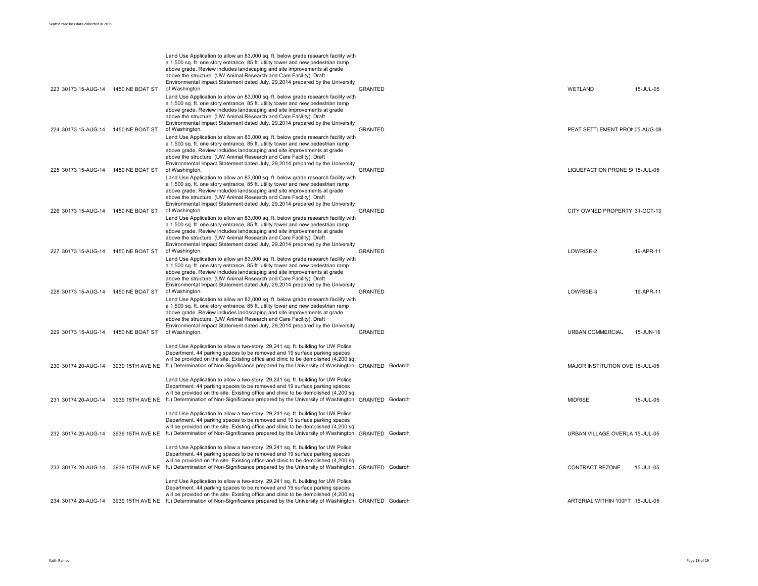| | | | | | | | | |
|---|---|---|---|---|---|---|---|---|
| 223 | 30173 | 15-AUG-14 | 1450 NE BOAT ST | Land Use Application to allow an 83,000 sq. ft. below grade research facility with a 1,500 sq. ft. one story entrance, 85 ft. utility tower and new pedestrian ramp above grade. Review includes landscaping and site improvements at grade above the structure. (UW Animal Research and Care Facility). Draft Environmental Impact Statement dated July, 29,2014 prepared by the University of Washington. | GRANTED | | WETLAND | 15-JUL-05 |
| 224 | 30173 | 15-AUG-14 | 1450 NE BOAT ST | Land Use Application to allow an 83,000 sq. ft. below grade research facility with a 1,500 sq. ft. one story entrance, 85 ft. utility tower and new pedestrian ramp above grade. Review includes landscaping and site improvements at grade above the structure. (UW Animal Research and Care Facility). Draft Environmental Impact Statement dated July, 29,2014 prepared by the University of Washington. | GRANTED | | PEAT SETTLEMENT PRON | 05-AUG-08 |
| 225 | 30173 | 15-AUG-14 | 1450 NE BOAT ST | Land Use Application to allow an 83,000 sq. ft. below grade research facility with a 1,500 sq. ft. one story entrance, 85 ft. utility tower and new pedestrian ramp above grade. Review includes landscaping and site improvements at grade above the structure. (UW Animal Research and Care Facility). Draft Environmental Impact Statement dated July, 29,2014 prepared by the University of Washington. | GRANTED | | LIQUEFACTION PRONE S( | 15-JUL-05 |
| 226 | 30173 | 15-AUG-14 | 1450 NE BOAT ST | Land Use Application to allow an 83,000 sq. ft. below grade research facility with a 1,500 sq. ft. one story entrance, 85 ft. utility tower and new pedestrian ramp above grade. Review includes landscaping and site improvements at grade above the structure. (UW Animal Research and Care Facility). Draft Environmental Impact Statement dated July, 29,2014 prepared by the University of Washington. | GRANTED | | CITY OWNED PROPERTY | 31-OCT-13 |
| 227 | 30173 | 15-AUG-14 | 1450 NE BOAT ST | Land Use Application to allow an 83,000 sq. ft. below grade research facility with a 1,500 sq. ft. one story entrance, 85 ft. utility tower and new pedestrian ramp above grade. Review includes landscaping and site improvements at grade above the structure. (UW Animal Research and Care Facility). Draft Environmental Impact Statement dated July, 29,2014 prepared by the University of Washington. | GRANTED | | LOWRISE-2 | 19-APR-11 |
| 228 | 30173 | 15-AUG-14 | 1450 NE BOAT ST | Land Use Application to allow an 83,000 sq. ft. below grade research facility with a 1,500 sq. ft. one story entrance, 85 ft. utility tower and new pedestrian ramp above grade. Review includes landscaping and site improvements at grade above the structure. (UW Animal Research and Care Facility). Draft Environmental Impact Statement dated July, 29,2014 prepared by the University of Washington. | GRANTED | | LOWRISE-3 | 19-APR-11 |
| 229 | 30173 | 15-AUG-14 | 1450 NE BOAT ST | Land Use Application to allow an 83,000 sq. ft. below grade research facility with a 1,500 sq. ft. one story entrance, 85 ft. utility tower and new pedestrian ramp above grade. Review includes landscaping and site improvements at grade above the structure. (UW Animal Research and Care Facility). Draft Environmental Impact Statement dated July, 29,2014 prepared by the University of Washington. | GRANTED | | URBAN COMMERCIAL | 15-JUN-15 |
| 230 | 30174 | 20-AUG-14 | 3939 15TH AVE NE | Land Use Application to allow a two-story, 29,241 sq. ft. building for UW Police Department. 44 parking spaces to be removed and 19 surface parking spaces will be provided on the site. Existing office and clinic to be demolished (4,200 sq. ft.) Determination of Non-Significance prepared by the University of Washington. | GRANTED | Godardh | MAJOR INSTITUTION OVE | 15-JUL-05 |
| 231 | 30174 | 20-AUG-14 | 3939 15TH AVE NE | Land Use Application to allow a two-story, 29,241 sq. ft. building for UW Police Department. 44 parking spaces to be removed and 19 surface parking spaces will be provided on the site. Existing office and clinic to be demolished (4,200 sq. ft.) Determination of Non-Significance prepared by the University of Washington. | GRANTED | Godardh | MIDRISE | 15-JUL-05 |
| 232 | 30174 | 20-AUG-14 | 3939 15TH AVE NE | Land Use Application to allow a two-story, 29,241 sq. ft. building for UW Police Department. 44 parking spaces to be removed and 19 surface parking spaces will be provided on the site. Existing office and clinic to be demolished (4,200 sq. ft.) Determination of Non-Significance prepared by the University of Washington. | GRANTED | Godardh | URBAN VILLAGE OVERLA | 15-JUL-05 |
| 233 | 30174 | 20-AUG-14 | 3939 15TH AVE NE | Land Use Application to allow a two-story, 29,241 sq. ft. building for UW Police Department. 44 parking spaces to be removed and 19 surface parking spaces will be provided on the site. Existing office and clinic to be demolished (4,200 sq. ft.) Determination of Non-Significance prepared by the University of Washington. | GRANTED | Godardh | CONTRACT REZONE | 15-JUL-05 |
| 234 | 30174 | 20-AUG-14 | 3939 15TH AVE NE | Land Use Application to allow a two-story, 29,241 sq. ft. building for UW Police Department. 44 parking spaces to be removed and 19 surface parking spaces will be provided on the site. Existing office and clinic to be demolished (4,200 sq. ft.) Determination of Non-Significance prepared by the University of Washington. | GRANTED | Godardh | ARTERIAL WITHIN 100FT | 15-JUL-05 |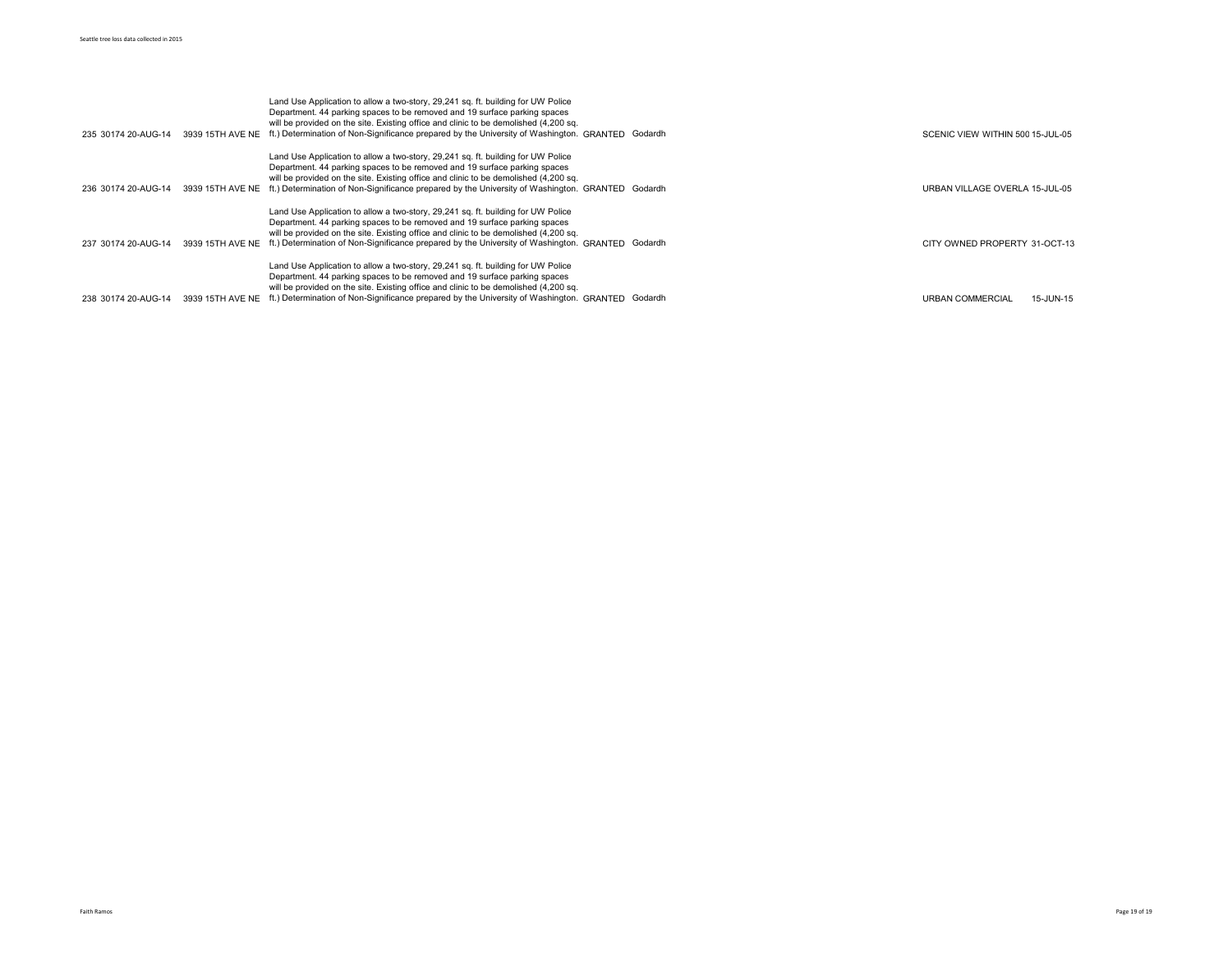| | | | | | | | | | |
|---|---|---|---|---|---|---|---|---|---|
| 235 | 30174 | 20-AUG-14 | 3939 15TH AVE NE | Land Use Application to allow a two-story, 29,241 sq. ft. building for UW Police Department. 44 parking spaces to be removed and 19 surface parking spaces will be provided on the site. Existing office and clinic to be demolished (4,200 sq. ft.) Determination of Non-Significance prepared by the University of Washington. | GRANTED | Godardh | | SCENIC VIEW WITHIN 500 | 15-JUL-05 |
| 236 | 30174 | 20-AUG-14 | 3939 15TH AVE NE | Land Use Application to allow a two-story, 29,241 sq. ft. building for UW Police Department. 44 parking spaces to be removed and 19 surface parking spaces will be provided on the site. Existing office and clinic to be demolished (4,200 sq. ft.) Determination of Non-Significance prepared by the University of Washington. | GRANTED | Godardh | | URBAN VILLAGE OVERLA | 15-JUL-05 |
| 237 | 30174 | 20-AUG-14 | 3939 15TH AVE NE | Land Use Application to allow a two-story, 29,241 sq. ft. building for UW Police Department. 44 parking spaces to be removed and 19 surface parking spaces will be provided on the site. Existing office and clinic to be demolished (4,200 sq. ft.) Determination of Non-Significance prepared by the University of Washington. | GRANTED | Godardh | | CITY OWNED PROPERTY | 31-OCT-13 |
| 238 | 30174 | 20-AUG-14 | 3939 15TH AVE NE | Land Use Application to allow a two-story, 29,241 sq. ft. building for UW Police Department. 44 parking spaces to be removed and 19 surface parking spaces will be provided on the site. Existing office and clinic to be demolished (4,200 sq. ft.) Determination of Non-Significance prepared by the University of Washington. | GRANTED | Godardh | | URBAN COMMERCIAL | 15-JUN-15 |